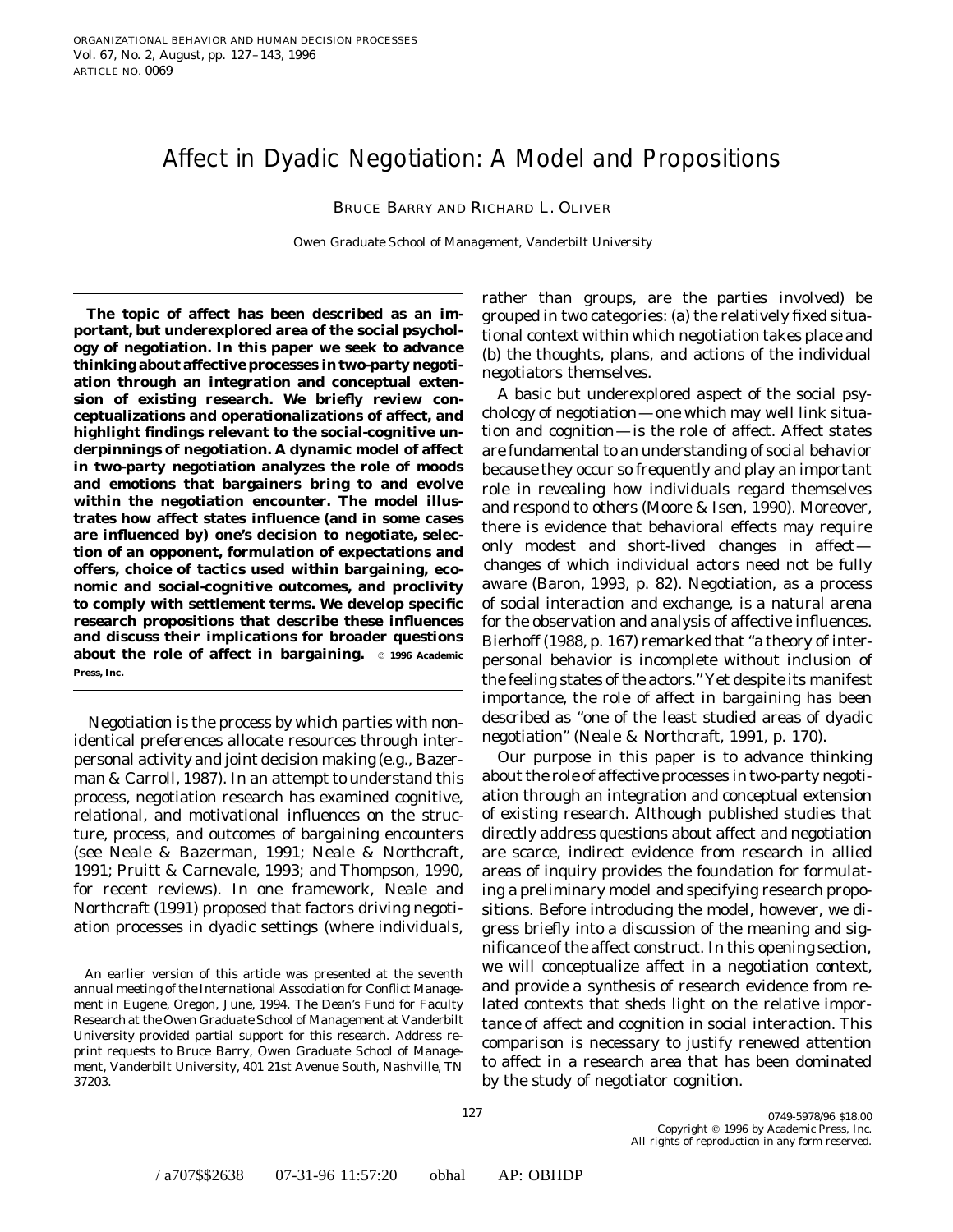# Affect in Dyadic Negotiation: A Model and Propositions

BRUCE BARRY AND RICHARD L. OLIVER

*Owen Graduate School of Management, Vanderbilt University*

**The topic of affect has been described as an important, but underexplored area of the social psychology of negotiation. In this paper we seek to advance thinking about affective processes in two-party negotiation through an integration and conceptual extension of existing research. We briefly review conceptualizations and operationalizations of affect, and highlight findings relevant to the social-cognitive underpinnings of negotiation. A dynamic model of affect in two-party negotiation analyzes the role of moods and emotions that bargainers bring to and evolve within the negotiation encounter. The model illustrates how affect states influence (and in some cases are influenced by) one's decision to negotiate, selection of an opponent, formulation of expectations and offers, choice of tactics used within bargaining, economic and social-cognitive outcomes, and proclivity to comply with settlement terms. We develop specific research propositions that describe these influences and discuss their implications for broader questions about the role of affect in bargaining.** © 1996 Academic Press, Inc.

Negotiation is the process by which parties with nonidentical preferences allocate resources through interpersonal activity and joint decision making (e.g., Bazerman & Carroll, 1987). In an attempt to understand this process, negotiation research has examined cognitive, relational, and motivational influences on the structure, process, and outcomes of bargaining encounters (see Neale & Bazerman, 1991; Neale & Northcraft, 1991; Pruitt & Carnevale, 1993; and Thompson, 1990, for recent reviews). In one framework, Neale and Northcraft (1991) proposed that factors driving negotiation processes in dyadic settings (where individuals, rather than groups, are the parties involved) be grouped in two categories: (a) the relatively fixed situational context within which negotiation takes place and (b) the thoughts, plans, and actions of the individual negotiators themselves.

A basic but underexplored aspect of the social psychology of negotiation—one which may well link situation and cognition—is the role of affect. Affect states are fundamental to an understanding of social behavior because they occur so frequently and play an important role in revealing how individuals regard themselves and respond to others (Moore & Isen, 1990). Moreover, there is evidence that behavioral effects may require only modest and short-lived changes in affect—changes of which individual actors need not be fully aware (Baron, 1993, p. 82). Negotiation, as a process of social interaction and exchange, is a natural arena for the observation and analysis of affective influences. Bierhoff (1988, p. 167) remarked that "a theory of interpersonal behavior is incomplete without inclusion of the feeling states of the actors." Yet despite its manifest importance, the role of affect in bargaining has been described as "one of the least studied areas of dyadic negotiation" (Neale & Northcraft, 1991, p. 170).

Our purpose in this paper is to advance thinking about the role of affective processes in two-party negotiation through an integration and conceptual extension of existing research. Although published studies that directly address questions about affect and negotiation are scarce, indirect evidence from research in allied areas of inquiry provides the foundation for formulating a preliminary model and specifying research propositions. Before introducing the model, however, we digress briefly into a discussion of the meaning and significance of the affect construct. In this opening section, we will conceptualize affect in a negotiation context, and provide a synthesis of research evidence from related contexts that sheds light on the relative importance of affect and cognition in social interaction. This comparison is necessary to justify renewed attention to affect in a research area that has been dominated by the study of negotiator cognition.

An earlier version of this article was presented at the seventh annual meeting of the International Association for Conflict Management in Eugene, Oregon, June, 1994. The Dean's Fund for Faculty Research at the Owen Graduate School of Management at Vanderbilt University provided partial support for this research. Address reprint requests to Bruce Barry, Owen Graduate School of Management, Vanderbilt University, 401 21st Avenue South, Nashville, TN 37203.

0749-5978/96 $18.00
Copyright © 1996 by Academic Press, Inc.
All rights of reproduction in any form reserved.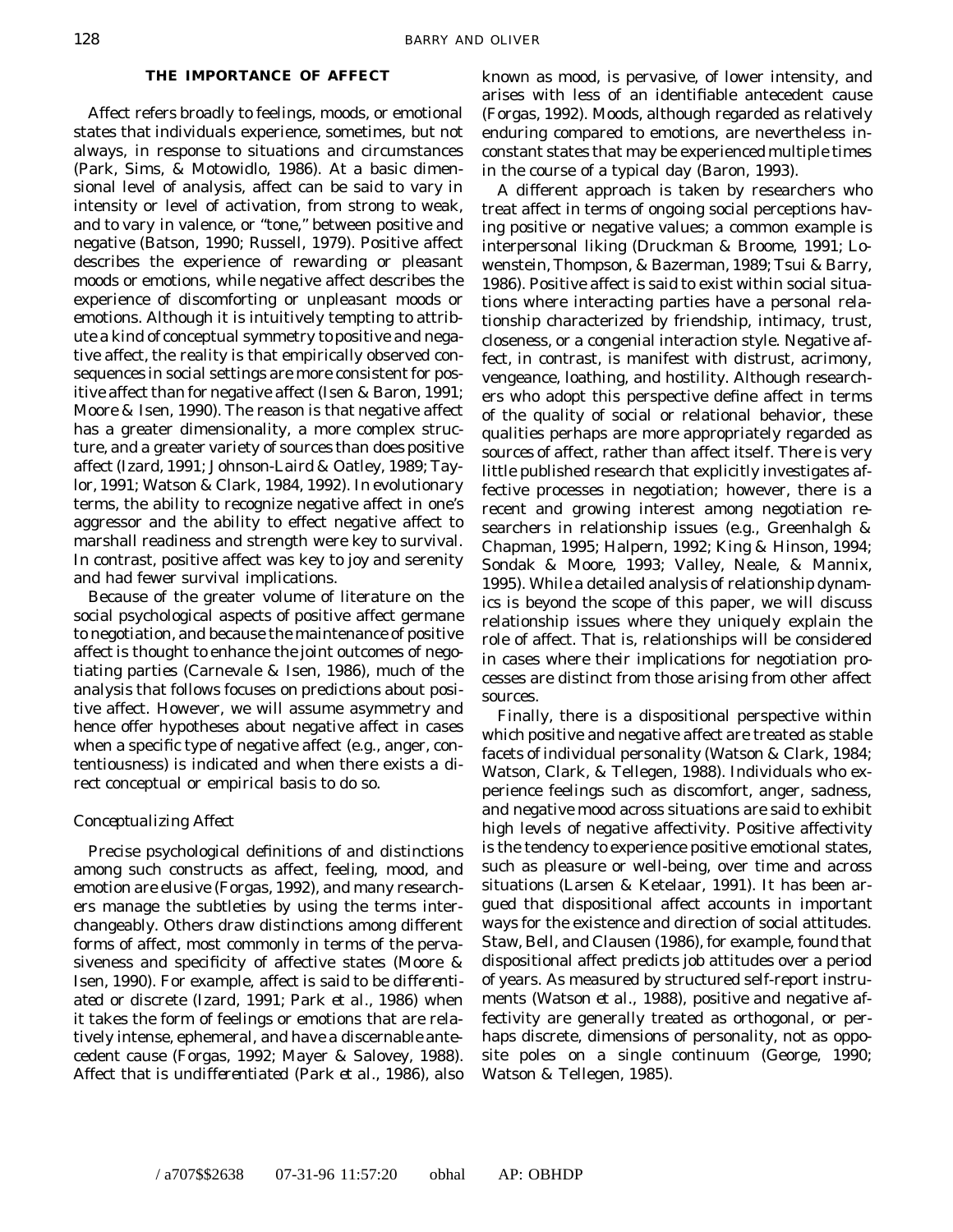## THE IMPORTANCE OF AFFECT

Affect refers broadly to feelings, moods, or emotional states that individuals experience, sometimes, but not always, in response to situations and circumstances (Park, Sims, & Motowidlo, 1986). At a basic dimensional level of analysis, affect can be said to vary in intensity or level of activation, from strong to weak, and to vary in valence, or "tone," between positive and negative (Batson, 1990; Russell, 1979). Positive affect describes the experience of rewarding or pleasant moods or emotions, while negative affect describes the experience of discomforting or unpleasant moods or emotions. Although it is intuitively tempting to attribute a kind of conceptual symmetry to positive and negative affect, the reality is that empirically observed consequences in social settings are more consistent for positive affect than for negative affect (Isen & Baron, 1991; Moore & Isen, 1990). The reason is that negative affect has a greater dimensionality, a more complex structure, and a greater variety of sources than does positive affect (Izard, 1991; Johnson-Laird & Oatley, 1989; Taylor, 1991; Watson & Clark, 1984, 1992). In evolutionary terms, the ability to recognize negative affect in one's aggressor and the ability to effect negative affect to marshall readiness and strength were key to survival. In contrast, positive affect was key to joy and serenity and had fewer survival implications.

Because of the greater volume of literature on the social psychological aspects of positive affect germane to negotiation, and because the maintenance of positive affect is thought to enhance the joint outcomes of negotiating parties (Carnevale & Isen, 1986), much of the analysis that follows focuses on predictions about positive affect. However, we will assume asymmetry and hence offer hypotheses about negative affect in cases when a specific type of negative affect (e.g., anger, contentiousness) is indicated and when there exists a direct conceptual or empirical basis to do so.

### *Conceptualizing Affect*

Precise psychological definitions of and distinctions among such constructs as affect, feeling, mood, and emotion are elusive (Forgas, 1992), and many researchers manage the subtleties by using the terms interchangeably. Others draw distinctions among different forms of affect, most commonly in terms of the pervasiveness and specificity of affective states (Moore & Isen, 1990). For example, affect is said to be *differentiated* or discrete (Izard, 1991; Park *et al.*, 1986) when it takes the form of feelings or emotions that are relatively intense, ephemeral, and have a discernable antecedent cause (Forgas, 1992; Mayer & Salovey, 1988). Affect that is *undifferentiated* (Park *et al.*, 1986), also known as mood, is pervasive, of lower intensity, and arises with less of an identifiable antecedent cause (Forgas, 1992). Moods, although regarded as relatively enduring compared to emotions, are nevertheless inconstant states that may be experienced multiple times in the course of a typical day (Baron, 1993).

A different approach is taken by researchers who treat affect in terms of ongoing social perceptions having positive or negative values; a common example is interpersonal liking (Druckman & Broome, 1991; Lowenstein, Thompson, & Bazerman, 1989; Tsui & Barry, 1986). Positive affect is said to exist within social situations where interacting parties have a personal relationship characterized by friendship, intimacy, trust, closeness, or a congenial interaction style. Negative affect, in contrast, is manifest with distrust, acrimony, vengeance, loathing, and hostility. Although researchers who adopt this perspective define affect in terms of the quality of social or relational behavior, these qualities perhaps are more appropriately regarded as sources of affect, rather than affect itself. There is very little published research that explicitly investigates affective processes in negotiation; however, there is a recent and growing interest among negotiation researchers in relationship issues (e.g., Greenhalgh & Chapman, 1995; Halpern, 1992; King & Hinson, 1994; Sondak & Moore, 1993; Valley, Neale, & Mannix, 1995). While a detailed analysis of relationship dynamics is beyond the scope of this paper, we will discuss relationship issues where they uniquely explain the role of affect. That is, relationships will be considered in cases where their implications for negotiation processes are distinct from those arising from other affect sources.

Finally, there is a dispositional perspective within which positive and negative affect are treated as stable facets of individual personality (Watson & Clark, 1984; Watson, Clark, & Tellegen, 1988). Individuals who experience feelings such as discomfort, anger, sadness, and negative mood across situations are said to exhibit high levels of negative affectivity. Positive affectivity is the tendency to experience positive emotional states, such as pleasure or well-being, over time and across situations (Larsen & Ketelaar, 1991). It has been argued that dispositional affect accounts in important ways for the existence and direction of social attitudes. Staw, Bell, and Clausen (1986), for example, found that dispositional affect predicts job attitudes over a period of years. As measured by structured self-report instruments (Watson *et al.*, 1988), positive and negative affectivity are generally treated as orthogonal, or perhaps discrete, dimensions of personality, not as opposite poles on a single continuum (George, 1990; Watson & Tellegen, 1985).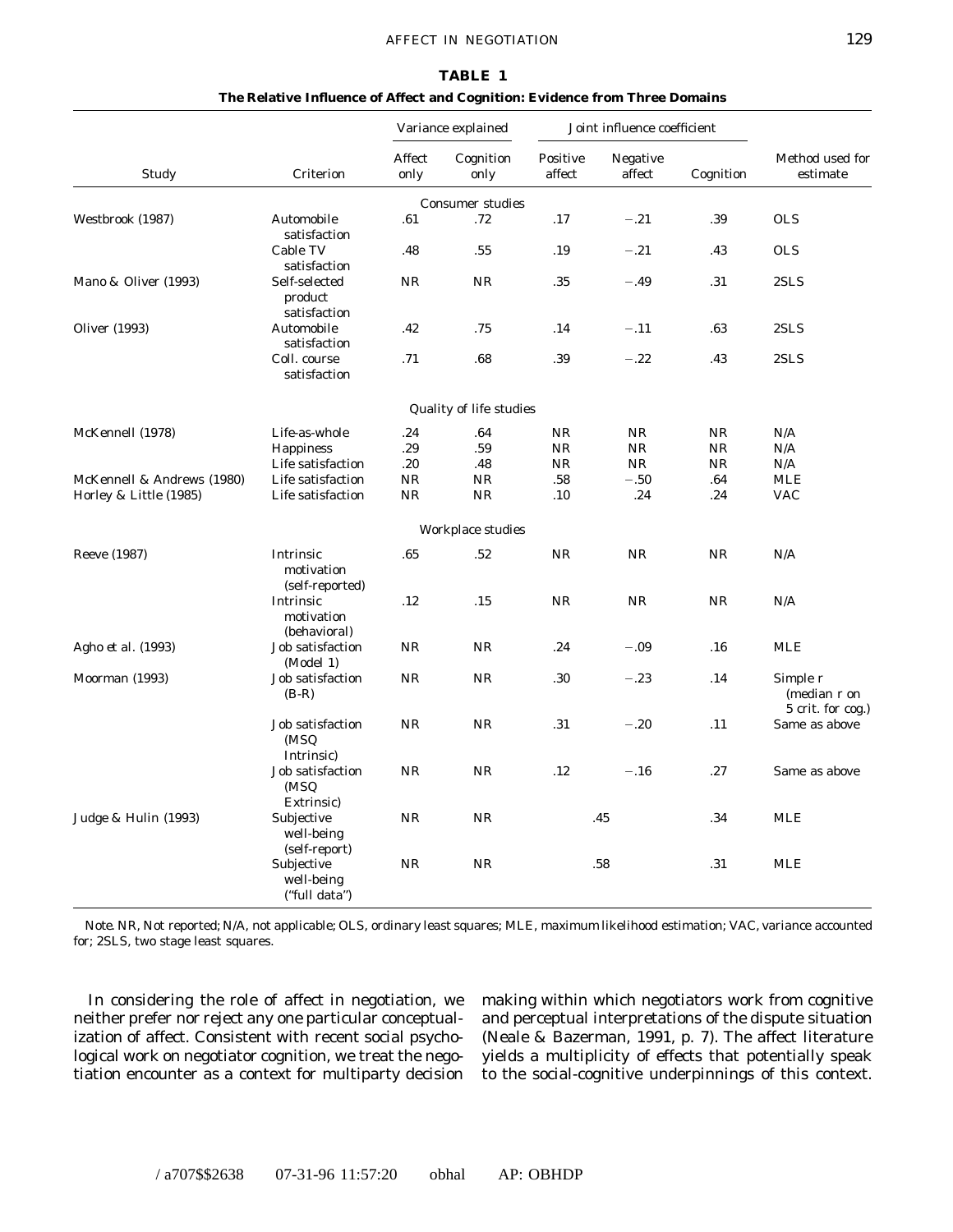**TABLE 1**

**The Relative Influence of Affect and Cognition: Evidence from Three Domains**

| Study | Criterion | Variance explained | | Joint influence coefficient | | | Method used for estimate |
|---|---|---|---|---|---|---|---|
| | | Affect only | Cognition only | Positive affect | Negative affect | Cognition | |
| | | | *Consumer studies* | | | | |
| Westbrook (1987) | Automobile satisfaction | .61 | .72 | .17 | −.21 | .39 | OLS |
| | Cable TV satisfaction | .48 | .55 | .19 | −.21 | .43 | OLS |
| Mano & Oliver (1993) | Self-selected product satisfaction | NR | NR | .35 | −.49 | .31 | 2SLS |
| Oliver (1993) | Automobile satisfaction | .42 | .75 | .14 | −.11 | .63 | 2SLS |
| | Coll. course satisfaction | .71 | .68 | .39 | −.22 | .43 | 2SLS |
| | | | *Quality of life studies* | | | | |
| McKennell (1978) | Life-as-whole | .24 | .64 | NR | NR | NR | N/A |
| | Happiness | .29 | .59 | NR | NR | NR | N/A |
| | Life satisfaction | .20 | .48 | NR | NR | NR | N/A |
| McKennell & Andrews (1980) | Life satisfaction | NR | NR | .58 | −.50 | .64 | MLE |
| Horley & Little (1985) | Life satisfaction | NR | NR | .10 | .24 | .24 | VAC |
| | | | *Workplace studies* | | | | |
| Reeve (1987) | Intrinsic motivation (self-reported) | .65 | .52 | NR | NR | NR | N/A |
| | Intrinsic motivation (behavioral) | .12 | .15 | NR | NR | NR | N/A |
| Agho et al. (1993) | Job satisfaction (Model 1) | NR | NR | .24 | −.09 | .16 | MLE |
| Moorman (1993) | Job satisfaction (B-R) | NR | NR | .30 | −.23 | .14 | Simple r (median r on 5 crit. for cog.) |
| | Job satisfaction (MSQ Intrinsic) | NR | NR | .31 | −.20 | .11 | Same as above |
| | Job satisfaction (MSQ Extrinsic) | NR | NR | .12 | −.16 | .27 | Same as above |
| Judge & Hulin (1993) | Subjective well-being (self-report) | NR | NR | .45 | | .34 | MLE |
| | Subjective well-being ("full data") | NR | NR | .58 | | .31 | MLE |

*Note.* NR, Not reported; N/A, not applicable; OLS, ordinary least squares; MLE, maximum likelihood estimation; VAC, variance accounted for; 2SLS, two stage least squares.

In considering the role of affect in negotiation, we neither prefer nor reject any one particular conceptualization of affect. Consistent with recent social psychological work on negotiator cognition, we treat the negotiation encounter as a context for multiparty decision making within which negotiators work from cognitive and perceptual interpretations of the dispute situation (Neale & Bazerman, 1991, p. 7). The affect literature yields a multiplicity of effects that potentially speak to the social-cognitive underpinnings of this context.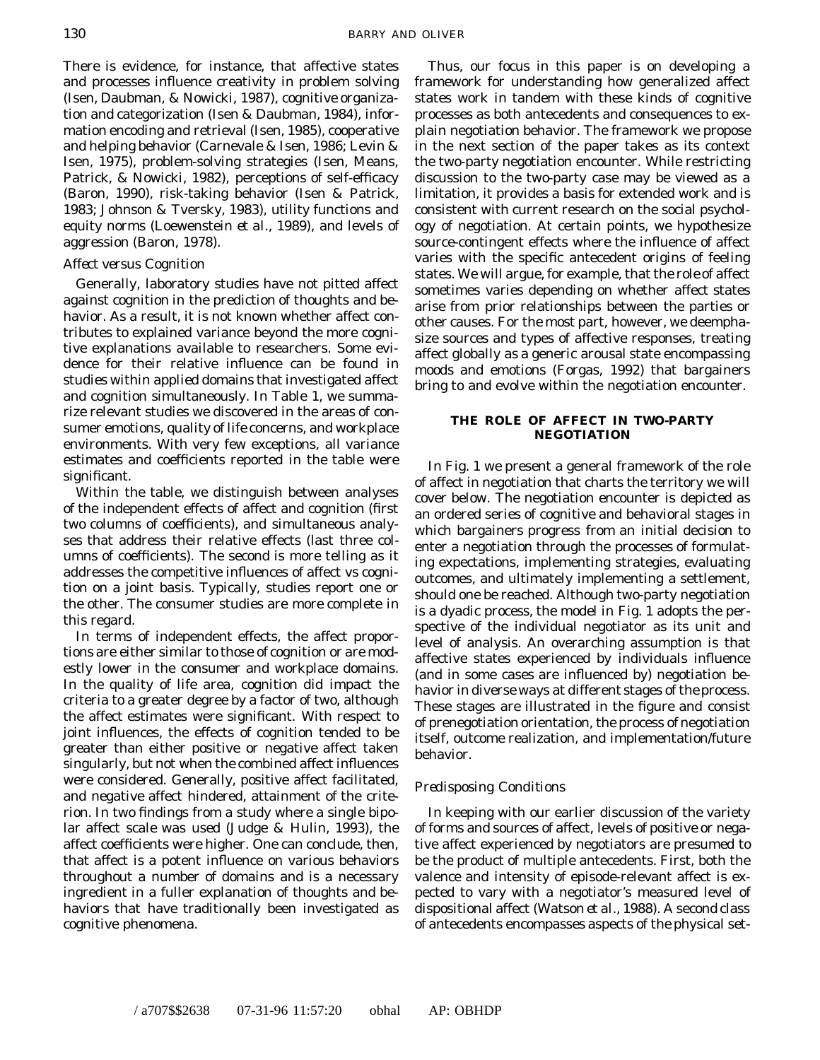There is evidence, for instance, that affective states and processes influence creativity in problem solving (Isen, Daubman, & Nowicki, 1987), cognitive organization and categorization (Isen & Daubman, 1984), information encoding and retrieval (Isen, 1985), cooperative and helping behavior (Carnevale & Isen, 1986; Levin & Isen, 1975), problem-solving strategies (Isen, Means, Patrick, & Nowicki, 1982), perceptions of self-efficacy (Baron, 1990), risk-taking behavior (Isen & Patrick, 1983; Johnson & Tversky, 1983), utility functions and equity norms (Loewenstein *et al.*, 1989), and levels of aggression (Baron, 1978).

### *Affect versus Cognition*

Generally, laboratory studies have not pitted affect against cognition in the prediction of thoughts and behavior. As a result, it is not known whether affect contributes to explained variance beyond the more cognitive explanations available to researchers. Some evidence for their relative influence can be found in studies within applied domains that investigated affect and cognition simultaneously. In Table 1, we summarize relevant studies we discovered in the areas of consumer emotions, quality of life concerns, and workplace environments. With very few exceptions, all variance estimates and coefficients reported in the table were significant.

Within the table, we distinguish between analyses of the independent effects of affect and cognition (first two columns of coefficients), and simultaneous analyses that address their relative effects (last three columns of coefficients). The second is more telling as it addresses the competitive influences of affect vs cognition on a joint basis. Typically, studies report one or the other. The consumer studies are more complete in this regard.

In terms of independent effects, the affect proportions are either similar to those of cognition or are modestly lower in the consumer and workplace domains. In the quality of life area, cognition did impact the criteria to a greater degree by a factor of two, although the affect estimates were significant. With respect to joint influences, the effects of cognition tended to be greater than either positive or negative affect taken singularly, but not when the combined affect influences were considered. Generally, positive affect facilitated, and negative affect hindered, attainment of the criterion. In two findings from a study where a single bipolar affect scale was used (Judge & Hulin, 1993), the affect coefficients were higher. One can conclude, then, that affect is a potent influence on various behaviors throughout a number of domains and is a necessary ingredient in a fuller explanation of thoughts and behaviors that have traditionally been investigated as cognitive phenomena.

Thus, our focus in this paper is on developing a framework for understanding how generalized affect states work in tandem with these kinds of cognitive processes as both antecedents and consequences to explain negotiation behavior. The framework we propose in the next section of the paper takes as its context the two-party negotiation encounter. While restricting discussion to the two-party case may be viewed as a limitation, it provides a basis for extended work and is consistent with current research on the social psychology of negotiation. At certain points, we hypothesize source-contingent effects where the influence of affect varies with the specific antecedent origins of feeling states. We will argue, for example, that the role of affect sometimes varies depending on whether affect states arise from prior relationships between the parties or other causes. For the most part, however, we deemphasize sources and types of affective responses, treating affect globally as a generic arousal state encompassing moods and emotions (Forgas, 1992) that bargainers bring to and evolve within the negotiation encounter.

## THE ROLE OF AFFECT IN TWO-PARTY NEGOTIATION

In Fig. 1 we present a general framework of the role of affect in negotiation that charts the territory we will cover below. The negotiation encounter is depicted as an ordered series of cognitive and behavioral stages in which bargainers progress from an initial decision to enter a negotiation through the processes of formulating expectations, implementing strategies, evaluating outcomes, and ultimately implementing a settlement, should one be reached. Although two-party negotiation is a dyadic process, the model in Fig. 1 adopts the perspective of the individual negotiator as its unit and level of analysis. An overarching assumption is that affective states experienced by individuals influence (and in some cases are influenced by) negotiation behavior in diverse ways at different stages of the process. These stages are illustrated in the figure and consist of prenegotiation orientation, the process of negotiation itself, outcome realization, and implementation/future behavior.

### *Predisposing Conditions*

In keeping with our earlier discussion of the variety of forms and sources of affect, levels of positive or negative affect experienced by negotiators are presumed to be the product of multiple antecedents. First, both the valence and intensity of episode-relevant affect is expected to vary with a negotiator's measured level of dispositional affect (Watson *et al.*, 1988). A second class of antecedents encompasses aspects of the physical set-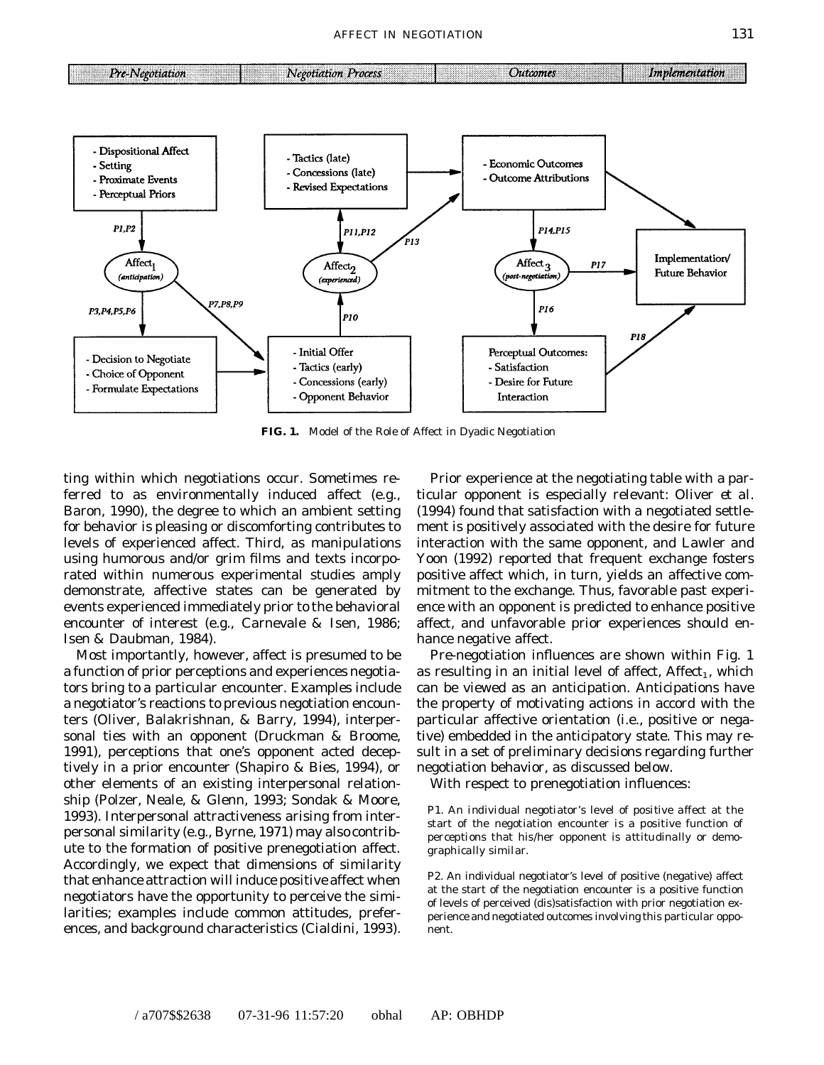**FIG. 1.** Model of the Role of Affect in Dyadic Negotiation

ting within which negotiations occur. Sometimes referred to as environmentally induced affect (e.g., Baron, 1990), the degree to which an ambient setting for behavior is pleasing or discomforting contributes to levels of experienced affect. Third, as manipulations using humorous and/or grim films and texts incorporated within numerous experimental studies amply demonstrate, affective states can be generated by events experienced immediately prior to the behavioral encounter of interest (e.g., Carnevale & Isen, 1986; Isen & Daubman, 1984).

Most importantly, however, affect is presumed to be a function of prior perceptions and experiences negotiators bring to a particular encounter. Examples include a negotiator's reactions to previous negotiation encounters (Oliver, Balakrishnan, & Barry, 1994), interpersonal ties with an opponent (Druckman & Broome, 1991), perceptions that one's opponent acted deceptively in a prior encounter (Shapiro & Bies, 1994), or other elements of an existing interpersonal relationship (Polzer, Neale, & Glenn, 1993; Sondak & Moore, 1993). Interpersonal attractiveness arising from interpersonal similarity (e.g., Byrne, 1971) may also contribute to the formation of positive prenegotiation affect. Accordingly, we expect that dimensions of similarity that enhance attraction will induce positive affect when negotiators have the opportunity to perceive the similarities; examples include common attitudes, preferences, and background characteristics (Cialdini, 1993).

Prior experience at the negotiating table with a particular opponent is especially relevant: Oliver et al. (1994) found that satisfaction with a negotiated settlement is positively associated with the desire for future interaction with the same opponent, and Lawler and Yoon (1992) reported that frequent exchange fosters positive affect which, in turn, yields an affective commitment to the exchange. Thus, favorable past experience with an opponent is predicted to enhance positive affect, and unfavorable prior experiences should enhance negative affect.

Pre-negotiation influences are shown within Fig. 1 as resulting in an initial level of affect, $\text{Affect}_1$, which can be viewed as an anticipation. Anticipations have the property of motivating actions in accord with the particular affective orientation (i.e., positive or negative) embedded in the anticipatory state. This may result in a set of preliminary decisions regarding further negotiation behavior, as discussed below.

With respect to prenegotiation influences:

P1. An individual negotiator's level of positive affect at the start of the negotiation encounter is a positive function of perceptions that his/her opponent is attitudinally or demographically similar.

P2. An individual negotiator's level of positive (negative) affect at the start of the negotiation encounter is a positive function of levels of perceived (dis)satisfaction with prior negotiation experience and negotiated outcomes involving this particular opponent.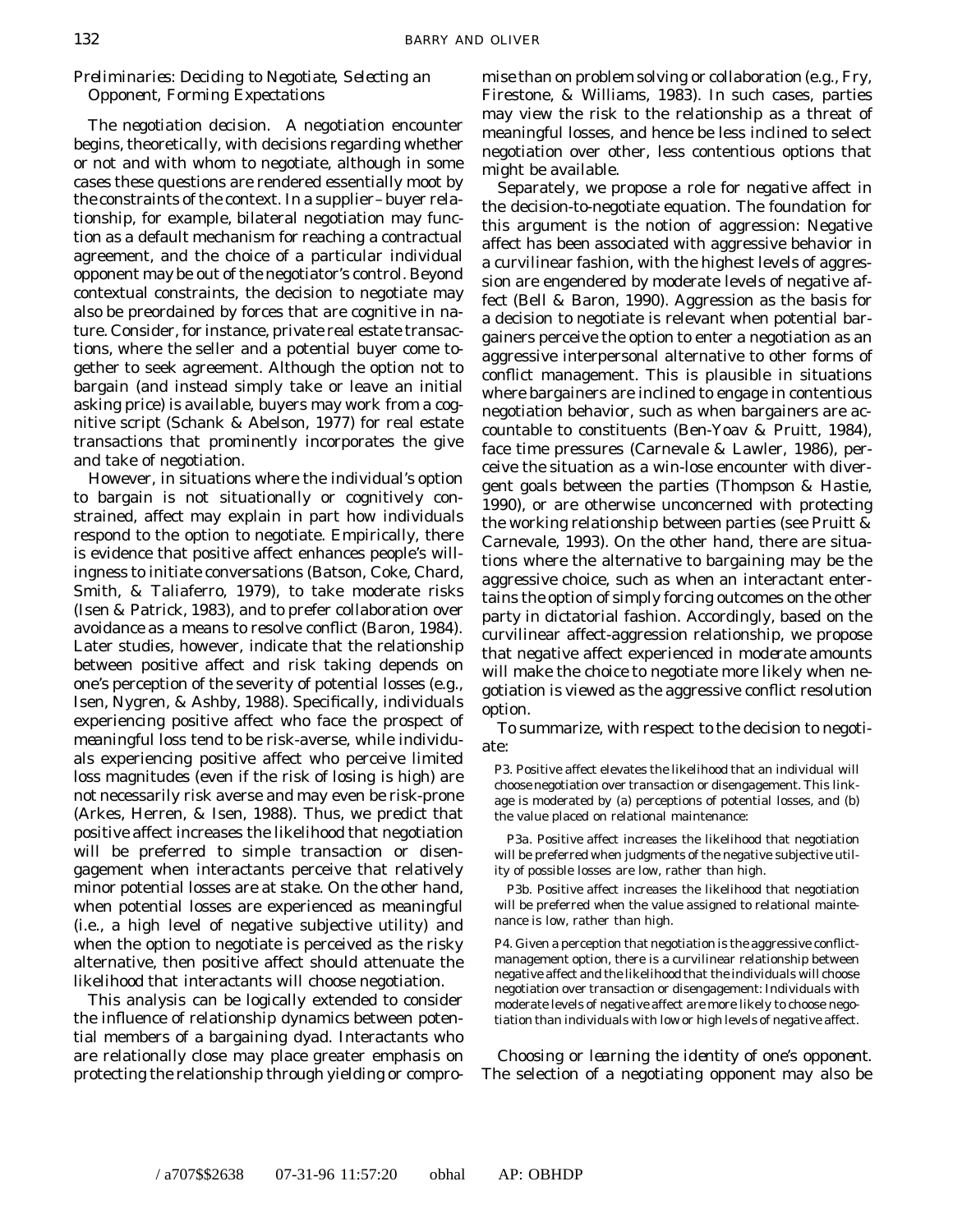*Preliminaries: Deciding to Negotiate, Selecting an Opponent, Forming Expectations*

*The negotiation decision.* A negotiation encounter begins, theoretically, with decisions regarding whether or not and with whom to negotiate, although in some cases these questions are rendered essentially moot by the constraints of the context. In a supplier–buyer relationship, for example, bilateral negotiation may function as a default mechanism for reaching a contractual agreement, and the choice of a particular individual opponent may be out of the negotiator's control. Beyond contextual constraints, the decision to negotiate may also be preordained by forces that are cognitive in nature. Consider, for instance, private real estate transactions, where the seller and a potential buyer come together to seek agreement. Although the option not to bargain (and instead simply take or leave an initial asking price) is available, buyers may work from a cognitive script (Schank & Abelson, 1977) for real estate transactions that prominently incorporates the give and take of negotiation.

However, in situations where the individual's option to bargain is not situationally or cognitively constrained, affect may explain in part how individuals respond to the option to negotiate. Empirically, there is evidence that positive affect enhances people's willingness to initiate conversations (Batson, Coke, Chard, Smith, & Taliaferro, 1979), to take moderate risks (Isen & Patrick, 1983), and to prefer collaboration over avoidance as a means to resolve conflict (Baron, 1984). Later studies, however, indicate that the relationship between positive affect and risk taking depends on one's perception of the severity of potential losses (e.g., Isen, Nygren, & Ashby, 1988). Specifically, individuals experiencing positive affect who face the prospect of meaningful loss tend to be risk-averse, while individuals experiencing positive affect who perceive limited loss magnitudes (even if the risk of losing is high) are not necessarily risk averse and may even be risk-prone (Arkes, Herren, & Isen, 1988). Thus, we predict that positive affect increases the likelihood that negotiation will be preferred to simple transaction or disengagement when interactants perceive that relatively minor potential losses are at stake. On the other hand, when potential losses are experienced as meaningful (i.e., a high level of negative subjective utility) and when the option to negotiate is perceived as the risky alternative, then positive affect should attenuate the likelihood that interactants will choose negotiation.

This analysis can be logically extended to consider the influence of relationship dynamics between potential members of a bargaining dyad. Interactants who are relationally close may place greater emphasis on protecting the relationship through yielding or compromise than on problem solving or collaboration (e.g., Fry, Firestone, & Williams, 1983). In such cases, parties may view the risk to the relationship as a threat of meaningful losses, and hence be less inclined to select negotiation over other, less contentious options that might be available.

Separately, we propose a role for negative affect in the decision-to-negotiate equation. The foundation for this argument is the notion of aggression: Negative affect has been associated with aggressive behavior in a curvilinear fashion, with the highest levels of aggression are engendered by moderate levels of negative affect (Bell & Baron, 1990). Aggression as the basis for a decision to negotiate is relevant when potential bargainers perceive the option to enter a negotiation as an aggressive interpersonal alternative to other forms of conflict management. This is plausible in situations where bargainers are inclined to engage in contentious negotiation behavior, such as when bargainers are accountable to constituents (Ben-Yoav & Pruitt, 1984), face time pressures (Carnevale & Lawler, 1986), perceive the situation as a win-lose encounter with divergent goals between the parties (Thompson & Hastie, 1990), or are otherwise unconcerned with protecting the working relationship between parties (see Pruitt & Carnevale, 1993). On the other hand, there are situations where the alternative to bargaining may be the aggressive choice, such as when an interactant entertains the option of simply forcing outcomes on the other party in dictatorial fashion. Accordingly, based on the curvilinear affect-aggression relationship, we propose that negative affect experienced in *moderate* amounts will make the choice to negotiate more likely when negotiation is viewed as the aggressive conflict resolution option.

To summarize, with respect to the decision to negotiate:

P3. Positive affect elevates the likelihood that an individual will choose negotiation over transaction or disengagement. This linkage is moderated by (a) perceptions of potential losses, and (b) the value placed on relational maintenance:

P3a. Positive affect increases the likelihood that negotiation will be preferred when judgments of the negative subjective utility of possible losses are low, rather than high.

P3b. Positive affect increases the likelihood that negotiation will be preferred when the value assigned to relational maintenance is low, rather than high.

P4. Given a perception that negotiation is the aggressive conflict-management option, there is a curvilinear relationship between negative affect and the likelihood that the individuals will choose negotiation over transaction or disengagement: Individuals with moderate levels of negative affect are more likely to choose negotiation than individuals with low or high levels of negative affect.

*Choosing or learning the identity of one's opponent.* The selection of a negotiating opponent may also be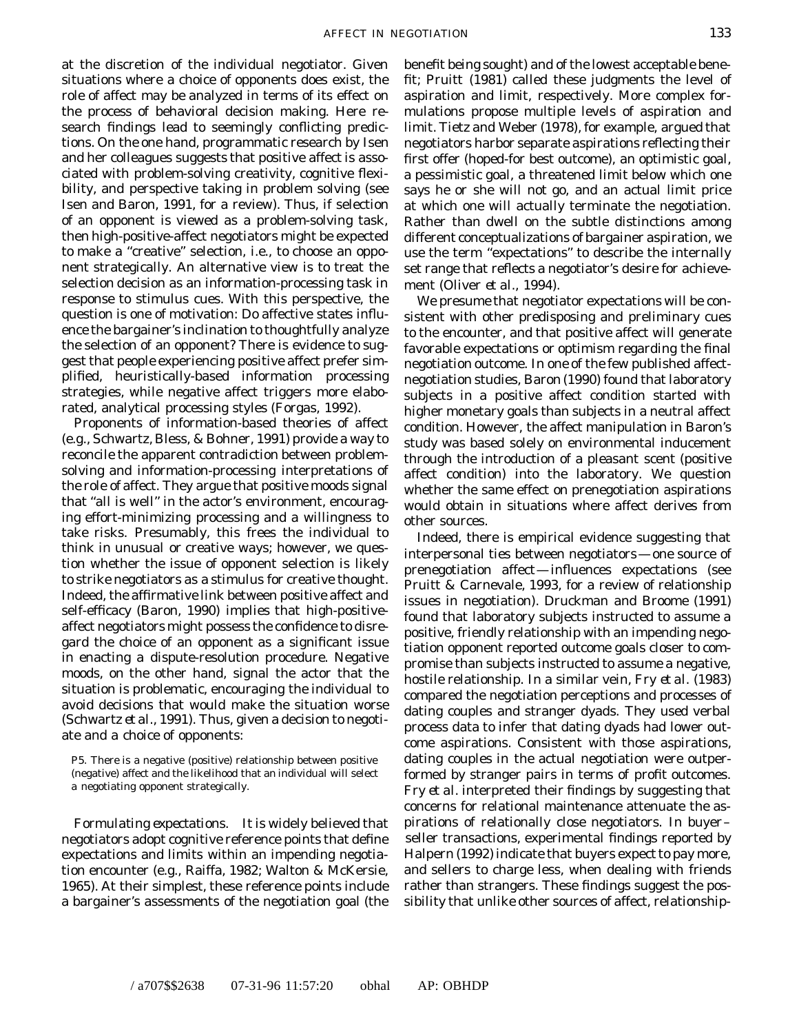at the discretion of the individual negotiator. Given situations where a choice of opponents does exist, the role of affect may be analyzed in terms of its effect on the process of behavioral decision making. Here research findings lead to seemingly conflicting predictions. On the one hand, programmatic research by Isen and her colleagues suggests that positive affect is associated with problem-solving creativity, cognitive flexibility, and perspective taking in problem solving (see Isen and Baron, 1991, for a review). Thus, if selection of an opponent is viewed as a problem-solving task, then high-positive-affect negotiators might be expected to make a "creative" selection, i.e., to choose an opponent strategically. An alternative view is to treat the selection decision as an information-processing task in response to stimulus cues. With this perspective, the question is one of motivation: Do affective states influence the bargainer's inclination to thoughtfully analyze the selection of an opponent? There is evidence to suggest that people experiencing positive affect prefer simplified, heuristically-based information processing strategies, while negative affect triggers more elaborated, analytical processing styles (Forgas, 1992).

Proponents of information-based theories of affect (e.g., Schwartz, Bless, & Bohner, 1991) provide a way to reconcile the apparent contradiction between problem-solving and information-processing interpretations of the role of affect. They argue that positive moods signal that "all is well" in the actor's environment, encouraging effort-minimizing processing and a willingness to take risks. Presumably, this frees the individual to think in unusual or creative ways; however, we question whether the issue of opponent selection is likely to strike negotiators as a stimulus for creative thought. Indeed, the affirmative link between positive affect and self-efficacy (Baron, 1990) implies that high-positive-affect negotiators might possess the confidence to disregard the choice of an opponent as a significant issue in enacting a dispute-resolution procedure. Negative moods, on the other hand, signal the actor that the situation is problematic, encouraging the individual to avoid decisions that would make the situation worse (Schwartz *et al.*, 1991). Thus, given a decision to negotiate and a choice of opponents:

P5. There is a negative (positive) relationship between positive (negative) affect and the likelihood that an individual will select a negotiating opponent strategically.

*Formulating expectations.* It is widely believed that negotiators adopt cognitive reference points that define expectations and limits within an impending negotiation encounter (e.g., Raiffa, 1982; Walton & McKersie, 1965). At their simplest, these reference points include a bargainer's assessments of the negotiation goal (the benefit being sought) and of the lowest acceptable benefit; Pruitt (1981) called these judgments the level of aspiration and limit, respectively. More complex formulations propose multiple levels of aspiration and limit. Tietz and Weber (1978), for example, argued that negotiators harbor separate aspirations reflecting their first offer (hoped-for best outcome), an optimistic goal, a pessimistic goal, a threatened limit below which one says he or she will not go, and an actual limit price at which one will actually terminate the negotiation. Rather than dwell on the subtle distinctions among different conceptualizations of bargainer aspiration, we use the term "expectations" to describe the internally set range that reflects a negotiator's desire for achievement (Oliver *et al.*, 1994).

We presume that negotiator expectations will be consistent with other predisposing and preliminary cues to the encounter, and that positive affect will generate favorable expectations or optimism regarding the final negotiation outcome. In one of the few published affect-negotiation studies, Baron (1990) found that laboratory subjects in a positive affect condition started with higher monetary goals than subjects in a neutral affect condition. However, the affect manipulation in Baron's study was based solely on environmental inducement through the introduction of a pleasant scent (positive affect condition) into the laboratory. We question whether the same effect on prenegotiation aspirations would obtain in situations where affect derives from other sources.

Indeed, there is empirical evidence suggesting that interpersonal ties between negotiators—one source of prenegotiation affect—influences expectations (see Pruitt & Carnevale, 1993, for a review of relationship issues in negotiation). Druckman and Broome (1991) found that laboratory subjects instructed to assume a positive, friendly relationship with an impending negotiation opponent reported outcome goals closer to compromise than subjects instructed to assume a negative, hostile relationship. In a similar vein, Fry *et al.* (1983) compared the negotiation perceptions and processes of dating couples and stranger dyads. They used verbal process data to infer that dating dyads had lower outcome aspirations. Consistent with those aspirations, dating couples in the actual negotiation were outperformed by stranger pairs in terms of profit outcomes. Fry *et al.* interpreted their findings by suggesting that concerns for relational maintenance attenuate the aspirations of relationally close negotiators. In buyer–seller transactions, experimental findings reported by Halpern (1992) indicate that buyers expect to pay more, and sellers to charge less, when dealing with friends rather than strangers. These findings suggest the possibility that unlike other sources of affect, relationship-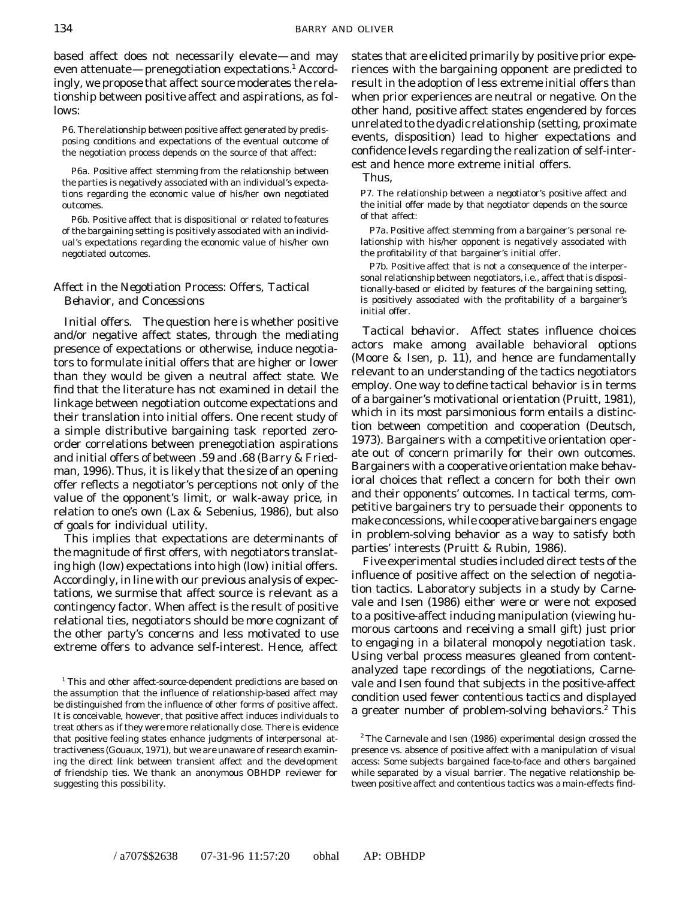based affect does not necessarily elevate—and may even attenuate—prenegotiation expectations.[1] Accordingly, we propose that affect source moderates the relationship between positive affect and aspirations, as follows:

> P6. The relationship between positive affect generated by predisposing conditions and expectations of the eventual outcome of the negotiation process depends on the source of that affect:
>
> P6a. Positive affect stemming from the relationship between the parties is negatively associated with an individual's expectations regarding the economic value of his/her own negotiated outcomes.
>
> P6b. Positive affect that is dispositional or related to features of the bargaining setting is positively associated with an individual's expectations regarding the economic value of his/her own negotiated outcomes.

### *Affect in the Negotiation Process: Offers, Tactical Behavior, and Concessions*

*Initial offers.* The question here is whether positive and/or negative affect states, through the mediating presence of expectations or otherwise, induce negotiators to formulate initial offers that are higher or lower than they would be given a neutral affect state. We find that the literature has not examined in detail the linkage between negotiation outcome expectations and their translation into initial offers. One recent study of a simple distributive bargaining task reported zero-order correlations between prenegotiation aspirations and initial offers of between .59 and .68 (Barry & Friedman, 1996). Thus, it is likely that the size of an opening offer reflects a negotiator's perceptions not only of the value of the opponent's limit, or walk-away price, in relation to one's own (Lax & Sebenius, 1986), but also of goals for individual utility.

This implies that expectations are determinants of the magnitude of first offers, with negotiators translating high (low) expectations into high (low) initial offers. Accordingly, in line with our previous analysis of expectations, we surmise that affect source is relevant as a contingency factor. When affect is the result of positive relational ties, negotiators should be more cognizant of the other party's concerns and less motivated to use extreme offers to advance self-interest. Hence, affect states that are elicited primarily by positive prior experiences with the bargaining opponent are predicted to result in the adoption of less extreme initial offers than when prior experiences are neutral or negative. On the other hand, positive affect states engendered by forces unrelated to the dyadic relationship (setting, proximate events, disposition) lead to higher expectations and confidence levels regarding the realization of self-interest and hence more extreme initial offers.

Thus,

> P7. The relationship between a negotiator's positive affect and the initial offer made by that negotiator depends on the source of that affect:
>
> P7a. Positive affect stemming from a bargainer's personal relationship with his/her opponent is negatively associated with the profitability of that bargainer's initial offer.
>
> P7b. Positive affect that is not a consequence of the interpersonal relationship between negotiators, i.e., affect that is dispositionally-based or elicited by features of the bargaining setting, is positively associated with the profitability of a bargainer's initial offer.

*Tactical behavior.* Affect states influence choices actors make among available behavioral options (Moore & Isen, p. 11), and hence are fundamentally relevant to an understanding of the tactics negotiators employ. One way to define tactical behavior is in terms of a bargainer's motivational orientation (Pruitt, 1981), which in its most parsimonious form entails a distinction between competition and cooperation (Deutsch, 1973). Bargainers with a competitive orientation operate out of concern primarily for their own outcomes. Bargainers with a cooperative orientation make behavioral choices that reflect a concern for both their own and their opponents' outcomes. In tactical terms, competitive bargainers try to persuade their opponents to make concessions, while cooperative bargainers engage in problem-solving behavior as a way to satisfy both parties' interests (Pruitt & Rubin, 1986).

Five experimental studies included direct tests of the influence of positive affect on the selection of negotiation tactics. Laboratory subjects in a study by Carnevale and Isen (1986) either were or were not exposed to a positive-affect inducing manipulation (viewing humorous cartoons and receiving a small gift) just prior to engaging in a bilateral monopoly negotiation task. Using verbal process measures gleaned from content-analyzed tape recordings of the negotiations, Carnevale and Isen found that subjects in the positive-affect condition used fewer contentious tactics and displayed a greater number of problem-solving behaviors.[2] This

[1] This and other affect-source-dependent predictions are based on the assumption that the influence of relationship-based affect may be distinguished from the influence of other forms of positive affect. It is conceivable, however, that positive affect induces individuals to treat others as if they *were* more relationally close. There is evidence that positive feeling states enhance judgments of interpersonal attractiveness (Gouaux, 1971), but we are unaware of research examining the direct link between transient affect and the development of friendship ties. We thank an anonymous OBHDP reviewer for suggesting this possibility.

[2] The Carnevale and Isen (1986) experimental design crossed the presence vs. absence of positive affect with a manipulation of visual access: Some subjects bargained face-to-face and others bargained while separated by a visual barrier. The negative relationship between positive affect and contentious tactics was a main-effects find-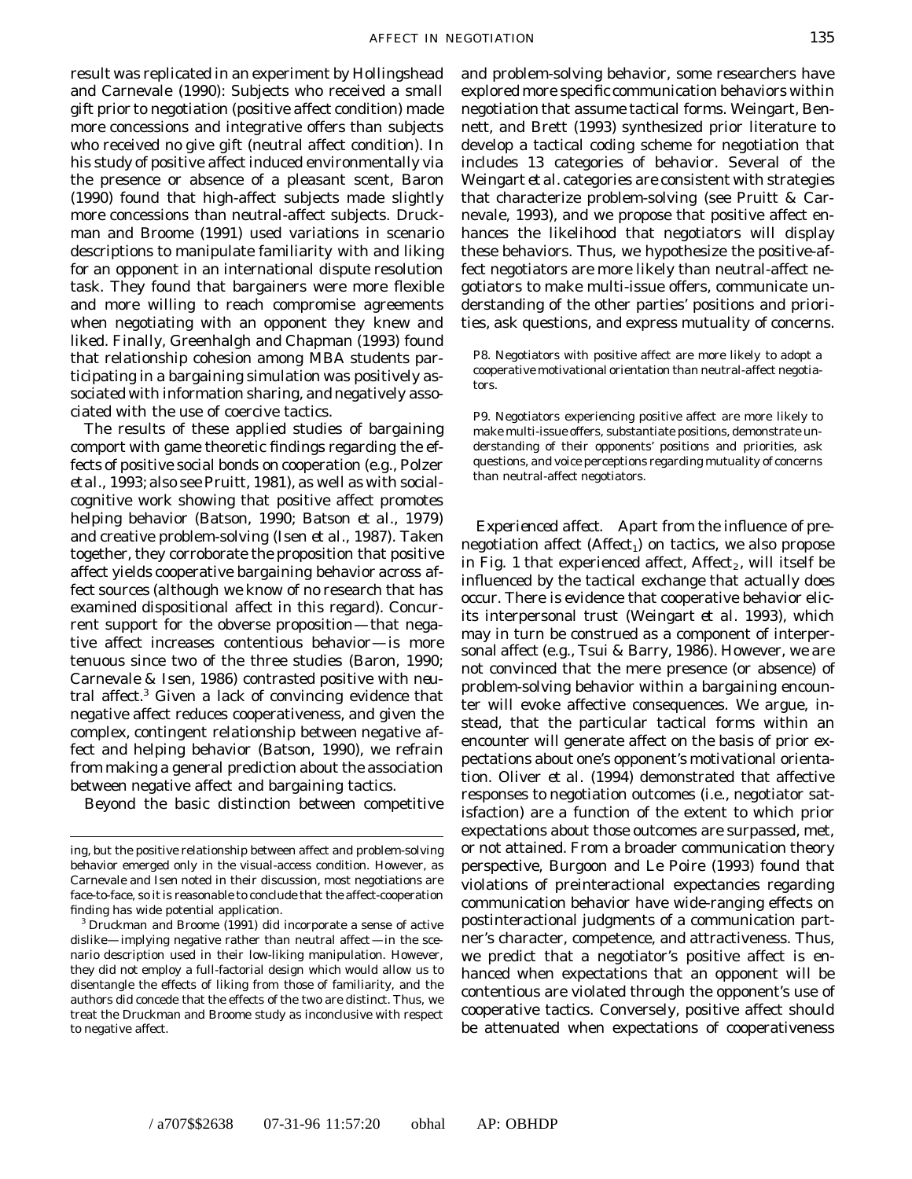result was replicated in an experiment by Hollingshead and Carnevale (1990): Subjects who received a small gift prior to negotiation (positive affect condition) made more concessions and integrative offers than subjects who received no give gift (neutral affect condition). In his study of positive affect induced environmentally via the presence or absence of a pleasant scent, Baron (1990) found that high-affect subjects made slightly more concessions than neutral-affect subjects. Druckman and Broome (1991) used variations in scenario descriptions to manipulate familiarity with and liking for an opponent in an international dispute resolution task. They found that bargainers were more flexible and more willing to reach compromise agreements when negotiating with an opponent they knew and liked. Finally, Greenhalgh and Chapman (1993) found that relationship cohesion among MBA students participating in a bargaining simulation was positively associated with information sharing, and negatively associated with the use of coercive tactics.

The results of these applied studies of bargaining comport with game theoretic findings regarding the effects of positive social bonds on cooperation (e.g., Polzer *et al.*, 1993; also see Pruitt, 1981), as well as with social-cognitive work showing that positive affect promotes helping behavior (Batson, 1990; Batson *et al.*, 1979) and creative problem-solving (Isen *et al.*, 1987). Taken together, they corroborate the proposition that positive affect yields cooperative bargaining behavior across affect sources (although we know of no research that has examined dispositional affect in this regard). Concurrent support for the obverse proposition—that negative affect increases contentious behavior—is more tenuous since two of the three studies (Baron, 1990; Carnevale & Isen, 1986) contrasted positive with neutral affect.[3] Given a lack of convincing evidence that negative affect reduces cooperativeness, and given the complex, contingent relationship between negative affect and helping behavior (Batson, 1990), we refrain from making a general prediction about the association between negative affect and bargaining tactics.

Beyond the basic distinction between competitive and problem-solving behavior, some researchers have explored more specific communication behaviors within negotiation that assume tactical forms. Weingart, Bennett, and Brett (1993) synthesized prior literature to develop a tactical coding scheme for negotiation that includes 13 categories of behavior. Several of the Weingart *et al.* categories are consistent with strategies that characterize problem-solving (see Pruitt & Carnevale, 1993), and we propose that positive affect enhances the likelihood that negotiators will display these behaviors. Thus, we hypothesize the positive-affect negotiators are more likely than neutral-affect negotiators to make multi-issue offers, communicate understanding of the other parties' positions and priorities, ask questions, and express mutuality of concerns.

P8. Negotiators with positive affect are more likely to adopt a cooperative motivational orientation than neutral-affect negotiators.

P9. Negotiators experiencing positive affect are more likely to make multi-issue offers, substantiate positions, demonstrate understanding of their opponents' positions and priorities, ask questions, and voice perceptions regarding mutuality of concerns than neutral-affect negotiators.

*Experienced affect.* Apart from the influence of pre-negotiation affect ($\text{Affect}_1$) on tactics, we also propose in Fig. 1 that experienced affect, $\text{Affect}_2$, will itself be influenced by the tactical exchange that actually does occur. There is evidence that cooperative behavior elicits interpersonal trust (Weingart *et al.* 1993), which may in turn be construed as a component of interpersonal affect (e.g., Tsui & Barry, 1986). However, we are not convinced that the mere presence (or absence) of problem-solving behavior within a bargaining encounter will evoke affective consequences. We argue, instead, that the particular tactical forms within an encounter will generate affect on the basis of prior expectations about one's opponent's motivational orientation. Oliver *et al.* (1994) demonstrated that affective responses to negotiation outcomes (i.e., negotiator satisfaction) are a function of the extent to which prior expectations about those outcomes are surpassed, met, or not attained. From a broader communication theory perspective, Burgoon and Le Poire (1993) found that violations of preinteractional expectancies regarding communication behavior have wide-ranging effects on postinteractional judgments of a communication partner's character, competence, and attractiveness. Thus, we predict that a negotiator's positive affect is enhanced when expectations that an opponent will be contentious are violated through the opponent's use of cooperative tactics. Conversely, positive affect should be attenuated when expectations of cooperativeness

---

ing, but the positive relationship between affect and problem-solving behavior emerged only in the visual-access condition. However, as Carnevale and Isen noted in their discussion, most negotiations are face-to-face, so it is reasonable to conclude that the affect-cooperation finding has wide potential application.

[3] Druckman and Broome (1991) did incorporate a sense of active dislike—implying negative rather than neutral affect—in the scenario description used in their low-liking manipulation. However, they did not employ a full-factorial design which would allow us to disentangle the effects of liking from those of familiarity, and the authors did concede that the effects of the two are distinct. Thus, we treat the Druckman and Broome study as inconclusive with respect to negative affect.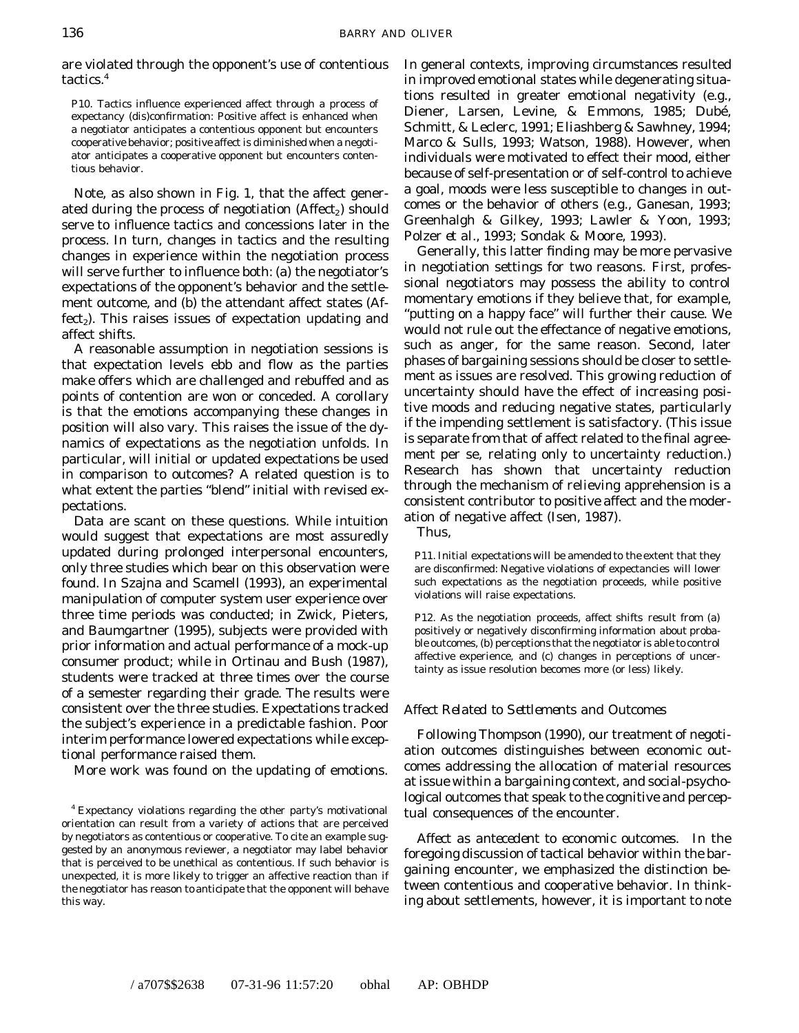are violated through the opponent's use of contentious tactics.[4]

> P10. Tactics influence experienced affect through a process of expectancy (dis)confirmation: Positive affect is enhanced when a negotiator anticipates a contentious opponent but encounters cooperative behavior; positive affect is diminished when a negotiator anticipates a cooperative opponent but encounters contentious behavior.

Note, as also shown in Fig. 1, that the affect generated during the process of negotiation ($Affect_2$) should serve to influence tactics and concessions later in the process. In turn, changes in tactics and the resulting changes in experience within the negotiation process will serve further to influence both: (a) the negotiator's expectations of the opponent's behavior and the settlement outcome, and (b) the attendant affect states ($Affect_2$). This raises issues of expectation updating and affect shifts.

A reasonable assumption in negotiation sessions is that expectation levels ebb and flow as the parties make offers which are challenged and rebuffed and as points of contention are won or conceded. A corollary is that the emotions accompanying these changes in position will also vary. This raises the issue of the dynamics of expectations as the negotiation unfolds. In particular, will initial or updated expectations be used in comparison to outcomes? A related question is to what extent the parties "blend" initial with revised expectations.

Data are scant on these questions. While intuition would suggest that expectations are most assuredly updated during prolonged interpersonal encounters, only three studies which bear on this observation were found. In Szajna and Scamell (1993), an experimental manipulation of computer system user experience over three time periods was conducted; in Zwick, Pieters, and Baumgartner (1995), subjects were provided with prior information and actual performance of a mock-up consumer product; while in Ortinau and Bush (1987), students were tracked at three times over the course of a semester regarding their grade. The results were consistent over the three studies. Expectations tracked the subject's experience in a predictable fashion. Poor interim performance lowered expectations while exceptional performance raised them.

More work was found on the updating of emotions. In general contexts, improving circumstances resulted in improved emotional states while degenerating situations resulted in greater emotional negativity (e.g., Diener, Larsen, Levine, & Emmons, 1985; Dubé, Schmitt, & Leclerc, 1991; Eliashberg & Sawhney, 1994; Marco & Sulls, 1993; Watson, 1988). However, when individuals were motivated to effect their mood, either because of self-presentation or of self-control to achieve a goal, moods were less susceptible to changes in outcomes or the behavior of others (e.g., Ganesan, 1993; Greenhalgh & Gilkey, 1993; Lawler & Yoon, 1993; Polzer et al., 1993; Sondak & Moore, 1993).

Generally, this latter finding may be more pervasive in negotiation settings for two reasons. First, professional negotiators may possess the ability to control momentary emotions if they believe that, for example, "putting on a happy face" will further their cause. We would not rule out the effectance of negative emotions, such as anger, for the same reason. Second, later phases of bargaining sessions should be closer to settlement as issues are resolved. This growing reduction of uncertainty should have the effect of increasing positive moods and reducing negative states, particularly if the impending settlement is satisfactory. (This issue is separate from that of affect related to the final agreement per se, relating only to uncertainty reduction.) Research has shown that uncertainty reduction through the mechanism of relieving apprehension is a consistent contributor to positive affect and the moderation of negative affect (Isen, 1987).

Thus,

> P11. Initial expectations will be amended to the extent that they are disconfirmed: Negative violations of expectancies will lower such expectations as the negotiation proceeds, while positive violations will raise expectations.

> P12. As the negotiation proceeds, affect shifts result from (a) positively or negatively disconfirming information about probable outcomes, (b) perceptions that the negotiator is able to control affective experience, and (c) changes in perceptions of uncertainty as issue resolution becomes more (or less) likely.

### *Affect Related to Settlements and Outcomes*

Following Thompson (1990), our treatment of negotiation outcomes distinguishes between economic outcomes addressing the allocation of material resources at issue within a bargaining context, and social-psychological outcomes that speak to the cognitive and perceptual consequences of the encounter.

*Affect as antecedent to economic outcomes.* In the foregoing discussion of tactical behavior within the bargaining encounter, we emphasized the distinction between contentious and cooperative behavior. In thinking about settlements, however, it is important to note

[4] Expectancy violations regarding the other party's motivational orientation can result from a variety of actions that are perceived by negotiators as contentious or cooperative. To cite an example suggested by an anonymous reviewer, a negotiator may label behavior that is perceived to be unethical as contentious. If such behavior is unexpected, it is more likely to trigger an affective reaction than if the negotiator has reason to anticipate that the opponent will behave this way.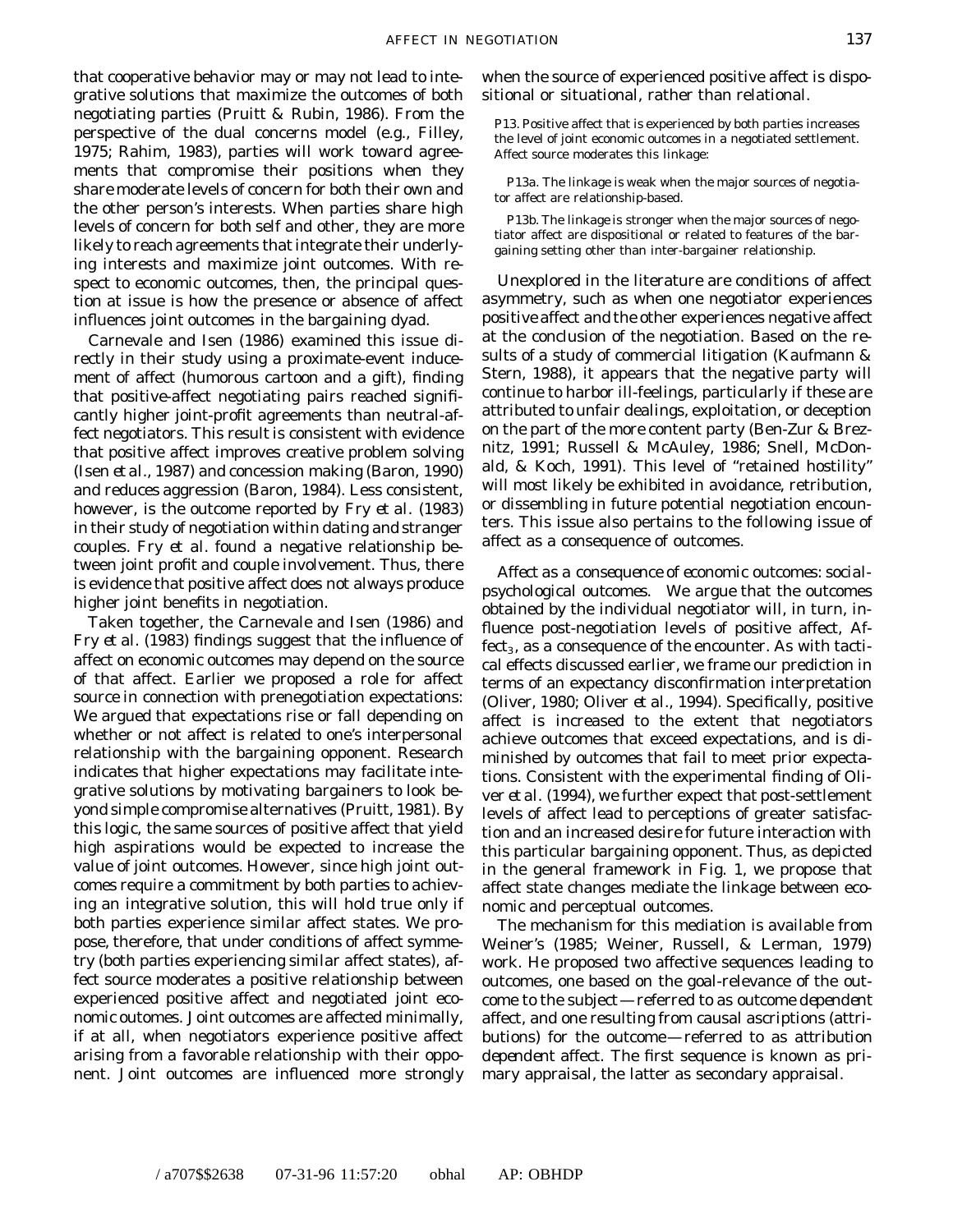that cooperative behavior may or may not lead to integrative solutions that maximize the outcomes of both negotiating parties (Pruitt & Rubin, 1986). From the perspective of the dual concerns model (e.g., Filley, 1975; Rahim, 1983), parties will work toward agreements that compromise their positions when they share moderate levels of concern for both their own and the other person's interests. When parties share high levels of concern for both self and other, they are more likely to reach agreements that integrate their underlying interests and maximize joint outcomes. With respect to economic outcomes, then, the principal question at issue is how the presence or absence of affect influences joint outcomes in the bargaining dyad.

Carnevale and Isen (1986) examined this issue directly in their study using a proximate-event inducement of affect (humorous cartoon and a gift), finding that positive-affect negotiating pairs reached significantly higher joint-profit agreements than neutral-affect negotiators. This result is consistent with evidence that positive affect improves creative problem solving (Isen *et al.*, 1987) and concession making (Baron, 1990) and reduces aggression (Baron, 1984). Less consistent, however, is the outcome reported by Fry *et al.* (1983) in their study of negotiation within dating and stranger couples. Fry *et al.* found a negative relationship between joint profit and couple involvement. Thus, there is evidence that positive affect does not always produce higher joint benefits in negotiation.

Taken together, the Carnevale and Isen (1986) and Fry *et al.* (1983) findings suggest that the influence of affect on economic outcomes may depend on the source of that affect. Earlier we proposed a role for affect source in connection with prenegotiation expectations: We argued that expectations rise or fall depending on whether or not affect is related to one's interpersonal relationship with the bargaining opponent. Research indicates that higher expectations may facilitate integrative solutions by motivating bargainers to look beyond simple compromise alternatives (Pruitt, 1981). By this logic, the same sources of positive affect that yield high aspirations would be expected to increase the value of joint outcomes. However, since high joint outcomes require a commitment by both parties to achieving an integrative solution, this will hold true only if both parties experience similar affect states. We propose, therefore, that under conditions of affect symmetry (both parties experiencing similar affect states), affect source moderates a positive relationship between experienced positive affect and negotiated joint economic outomes. Joint outcomes are affected minimally, if at all, when negotiators experience positive affect arising from a favorable relationship with their opponent. Joint outcomes are influenced more strongly when the source of experienced positive affect is dispositional or situational, rather than relational.

P13. Positive affect that is experienced by both parties increases the level of joint economic outcomes in a negotiated settlement. Affect source moderates this linkage:

P13a. The linkage is weak when the major sources of negotiator affect are relationship-based.

P13b. The linkage is stronger when the major sources of negotiator affect are dispositional or related to features of the bargaining setting other than inter-bargainer relationship.

Unexplored in the literature are conditions of affect asymmetry, such as when one negotiator experiences positive affect and the other experiences negative affect at the conclusion of the negotiation. Based on the results of a study of commercial litigation (Kaufmann & Stern, 1988), it appears that the negative party will continue to harbor ill-feelings, particularly if these are attributed to unfair dealings, exploitation, or deception on the part of the more content party (Ben-Zur & Breznitz, 1991; Russell & McAuley, 1986; Snell, McDonald, & Koch, 1991). This level of "retained hostility" will most likely be exhibited in avoidance, retribution, or dissembling in future potential negotiation encounters. This issue also pertains to the following issue of affect as a consequence of outcomes.

*Affect as a consequence of economic outcomes: social-psychological outcomes.* We argue that the outcomes obtained by the individual negotiator will, in turn, influence post-negotiation levels of positive affect, $Affect_3$, as a consequence of the encounter. As with tactical effects discussed earlier, we frame our prediction in terms of an expectancy disconfirmation interpretation (Oliver, 1980; Oliver *et al.*, 1994). Specifically, positive affect is increased to the extent that negotiators achieve outcomes that exceed expectations, and is diminished by outcomes that fail to meet prior expectations. Consistent with the experimental finding of Oliver *et al.* (1994), we further expect that post-settlement levels of affect lead to perceptions of greater satisfaction and an increased desire for future interaction with this particular bargaining opponent. Thus, as depicted in the general framework in Fig. 1, we propose that affect state changes mediate the linkage between economic and perceptual outcomes.

The mechanism for this mediation is available from Weiner's (1985; Weiner, Russell, & Lerman, 1979) work. He proposed two affective sequences leading to outcomes, one based on the goal-relevance of the outcome to the subject—referred to as *outcome dependent* affect, and one resulting from causal ascriptions (attributions) for the outcome—referred to as *attribution dependent* affect. The first sequence is known as primary appraisal, the latter as secondary appraisal.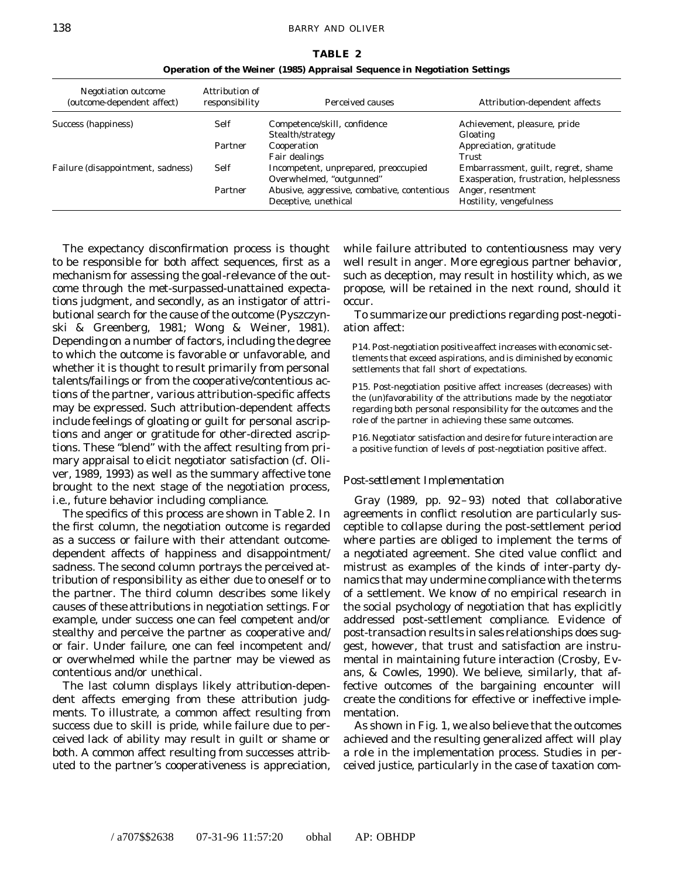**TABLE 2**

**Operation of the Weiner (1985) Appraisal Sequence in Negotiation Settings**

| Negotiation outcome (outcome-dependent affect) | Attribution of responsibility | Perceived causes | Attribution-dependent affects |
|---|---|---|---|
| Success (happiness) | Self | Competence/skill, confidence | Achievement, pleasure, pride |
| | | Stealth/strategy | Gloating |
| | Partner | Cooperation | Appreciation, gratitude |
| | | Fair dealings | Trust |
| Failure (disappointment, sadness) | Self | Incompetent, unprepared, preoccupied | Embarrassment, guilt, regret, shame |
| | | Overwhelmed, "outgunned" | Exasperation, frustration, helplessness |
| | Partner | Abusive, aggressive, combative, contentious | Anger, resentment |
| | | Deceptive, unethical | Hostility, vengefulness |

The expectancy disconfirmation process is thought to be responsible for both affect sequences, first as a mechanism for assessing the goal-relevance of the outcome through the met-surpassed-unattained expectations judgment, and secondly, as an instigator of attributional search for the cause of the outcome (Pyszczynski & Greenberg, 1981; Wong & Weiner, 1981). Depending on a number of factors, including the degree to which the outcome is favorable or unfavorable, and whether it is thought to result primarily from personal talents/failings or from the cooperative/contentious actions of the partner, various attribution-specific affects may be expressed. Such attribution-dependent affects include feelings of gloating or guilt for personal ascriptions and anger or gratitude for other-directed ascriptions. These "blend" with the affect resulting from primary appraisal to elicit negotiator satisfaction (cf. Oliver, 1989, 1993) as well as the summary affective tone brought to the next stage of the negotiation process, i.e., future behavior including compliance.

The specifics of this process are shown in Table 2. In the first column, the negotiation outcome is regarded as a success or failure with their attendant outcome-dependent affects of happiness and disappointment/sadness. The second column portrays the perceived attribution of responsibility as either due to oneself or to the partner. The third column describes some likely causes of these attributions in negotiation settings. For example, under success one can feel competent and/or stealthy and perceive the partner as cooperative and/or fair. Under failure, one can feel incompetent and/or overwhelmed while the partner may be viewed as contentious and/or unethical.

The last column displays likely attribution-dependent affects emerging from these attribution judgments. To illustrate, a common affect resulting from success due to skill is pride, while failure due to perceived lack of ability may result in guilt or shame or both. A common affect resulting from successes attributed to the partner's cooperativeness is appreciation, while failure attributed to contentiousness may very well result in anger. More egregious partner behavior, such as deception, may result in hostility which, as we propose, will be retained in the next round, should it occur.

To summarize our predictions regarding post-negotiation affect:

P14. Post-negotiation positive affect increases with economic settlements that exceed aspirations, and is diminished by economic settlements that fall short of expectations.

P15. Post-negotiation positive affect increases (decreases) with the (un)favorability of the attributions made by the negotiator regarding both personal responsibility for the outcomes and the role of the partner in achieving these same outcomes.

P16. Negotiator satisfaction and desire for future interaction are a positive function of levels of post-negotiation positive affect.

### *Post-settlement Implementation*

Gray (1989, pp. 92–93) noted that collaborative agreements in conflict resolution are particularly susceptible to collapse during the post-settlement period where parties are obliged to implement the terms of a negotiated agreement. She cited value conflict and mistrust as examples of the kinds of inter-party dynamics that may undermine compliance with the terms of a settlement. We know of no empirical research in the social psychology of negotiation that has explicitly addressed post-settlement compliance. Evidence of post-transaction results in sales relationships does suggest, however, that trust and satisfaction are instrumental in maintaining future interaction (Crosby, Evans, & Cowles, 1990). We believe, similarly, that affective outcomes of the bargaining encounter will create the conditions for effective or ineffective implementation.

As shown in Fig. 1, we also believe that the outcomes achieved and the resulting generalized affect will play a role in the implementation process. Studies in perceived justice, particularly in the case of taxation com-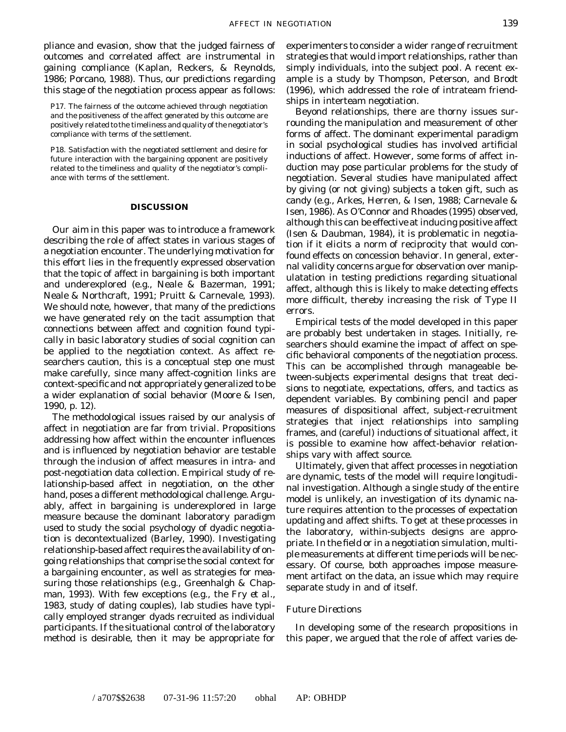pliance and evasion, show that the judged fairness of outcomes and correlated affect are instrumental in gaining compliance (Kaplan, Reckers, & Reynolds, 1986; Porcano, 1988). Thus, our predictions regarding this stage of the negotiation process appear as follows:

P17. The fairness of the outcome achieved through negotiation and the positiveness of the affect generated by this outcome are positively related to the timeliness and quality of the negotiator's compliance with terms of the settlement.

P18. Satisfaction with the negotiated settlement and desire for future interaction with the bargaining opponent are positively related to the timeliness and quality of the negotiator's compliance with terms of the settlement.

## DISCUSSION

Our aim in this paper was to introduce a framework describing the role of affect states in various stages of a negotiation encounter. The underlying motivation for this effort lies in the frequently expressed observation that the topic of affect in bargaining is both important and underexplored (e.g., Neale & Bazerman, 1991; Neale & Northcraft, 1991; Pruitt & Carnevale, 1993). We should note, however, that many of the predictions we have generated rely on the tacit assumption that connections between affect and cognition found typically in basic laboratory studies of social cognition can be applied to the negotiation context. As affect researchers caution, this is a conceptual step one must make carefully, since many affect-cognition links are context-specific and not appropriately generalized to be a wider explanation of social behavior (Moore & Isen, 1990, p. 12).

The methodological issues raised by our analysis of affect in negotiation are far from trivial. Propositions addressing how affect within the encounter influences and is influenced by negotiation behavior are testable through the inclusion of affect measures in intra- and post-negotiation data collection. Empirical study of relationship-based affect in negotiation, on the other hand, poses a different methodological challenge. Arguably, affect in bargaining is underexplored in large measure because the dominant laboratory paradigm used to study the social psychology of dyadic negotiation is decontextualized (Barley, 1990). Investigating relationship-based affect requires the availability of ongoing relationships that comprise the social context for a bargaining encounter, as well as strategies for measuring those relationships (e.g., Greenhalgh & Chapman, 1993). With few exceptions (e.g., the Fry et al., 1983, study of dating couples), lab studies have typically employed stranger dyads recruited as individual participants. If the situational control of the laboratory method is desirable, then it may be appropriate for experimenters to consider a wider range of recruitment strategies that would import relationships, rather than simply individuals, into the subject pool. A recent example is a study by Thompson, Peterson, and Brodt (1996), which addressed the role of intrateam friendships in interteam negotiation.

Beyond relationships, there are thorny issues surrounding the manipulation and measurement of other forms of affect. The dominant experimental paradigm in social psychological studies has involved artificial inductions of affect. However, some forms of affect induction may pose particular problems for the study of negotiation. Several studies have manipulated affect by giving (or not giving) subjects a token gift, such as candy (e.g., Arkes, Herren, & Isen, 1988; Carnevale & Isen, 1986). As O'Connor and Rhoades (1995) observed, although this can be effective at inducing positive affect (Isen & Daubman, 1984), it is problematic in negotiation if it elicits a norm of reciprocity that would confound effects on concession behavior. In general, external validity concerns argue for observation over manipulation in testing predictions regarding situational affect, although this is likely to make detecting effects more difficult, thereby increasing the risk of Type II errors.

Empirical tests of the model developed in this paper are probably best undertaken in stages. Initially, researchers should examine the impact of affect on specific behavioral components of the negotiation process. This can be accomplished through manageable between-subjects experimental designs that treat decisions to negotiate, expectations, offers, and tactics as dependent variables. By combining pencil and paper measures of dispositional affect, subject-recruitment strategies that inject relationships into sampling frames, and (careful) inductions of situational affect, it is possible to examine how affect-behavior relationships vary with affect source.

Ultimately, given that affect processes in negotiation are dynamic, tests of the model will require longitudinal investigation. Although a single study of the entire model is unlikely, an investigation of its dynamic nature requires attention to the processes of expectation updating and affect shifts. To get at these processes in the laboratory, within-subjects designs are appropriate. In the field or in a negotiation simulation, multiple measurements at different time periods will be necessary. Of course, both approaches impose measurement artifact on the data, an issue which may require separate study in and of itself.

### Future Directions

In developing some of the research propositions in this paper, we argued that the role of affect varies de-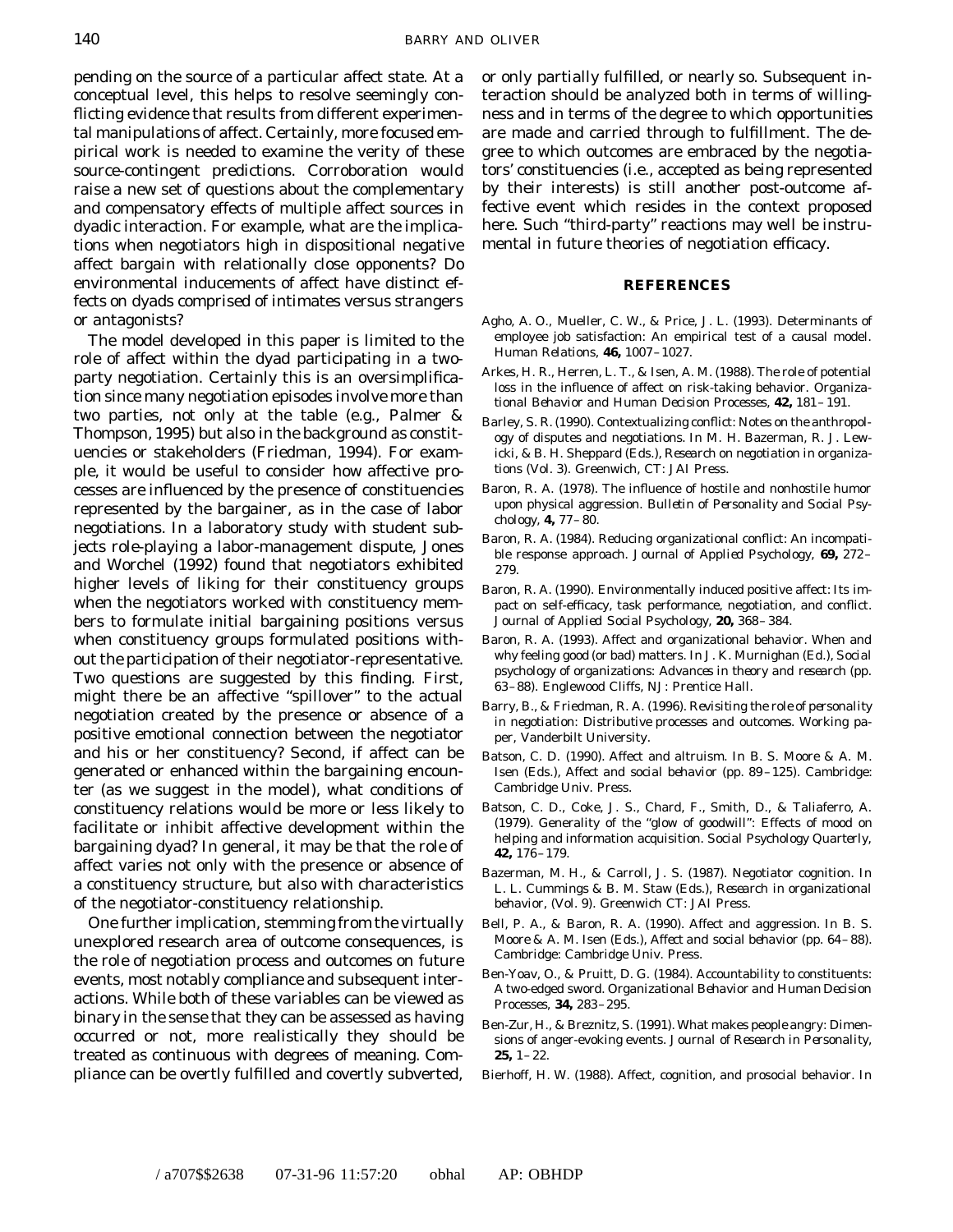pending on the source of a particular affect state. At a conceptual level, this helps to resolve seemingly conflicting evidence that results from different experimental manipulations of affect. Certainly, more focused empirical work is needed to examine the verity of these source-contingent predictions. Corroboration would raise a new set of questions about the complementary and compensatory effects of multiple affect sources in dyadic interaction. For example, what are the implications when negotiators high in dispositional negative affect bargain with relationally close opponents? Do environmental inducements of affect have distinct effects on dyads comprised of intimates versus strangers or antagonists?

The model developed in this paper is limited to the role of affect within the dyad participating in a two-party negotiation. Certainly this is an oversimplification since many negotiation episodes involve more than two parties, not only at the table (e.g., Palmer & Thompson, 1995) but also in the background as constituencies or stakeholders (Friedman, 1994). For example, it would be useful to consider how affective processes are influenced by the presence of constituencies represented by the bargainer, as in the case of labor negotiations. In a laboratory study with student subjects role-playing a labor-management dispute, Jones and Worchel (1992) found that negotiators exhibited higher levels of liking for their constituency groups when the negotiators worked with constituency members to formulate initial bargaining positions versus when constituency groups formulated positions without the participation of their negotiator-representative. Two questions are suggested by this finding. First, might there be an affective "spillover" to the actual negotiation created by the presence or absence of a positive emotional connection between the negotiator and his or her constituency? Second, if affect can be generated or enhanced within the bargaining encounter (as we suggest in the model), what conditions of constituency relations would be more or less likely to facilitate or inhibit affective development within the bargaining dyad? In general, it may be that the role of affect varies not only with the presence or absence of a constituency structure, but also with characteristics of the negotiator-constituency relationship.

One further implication, stemming from the virtually unexplored research area of outcome consequences, is the role of negotiation process and outcomes on future events, most notably compliance and subsequent interactions. While both of these variables can be viewed as binary in the sense that they can be assessed as having occurred or not, more realistically they should be treated as continuous with degrees of meaning. Compliance can be overtly fulfilled and covertly subverted, or only partially fulfilled, or nearly so. Subsequent interaction should be analyzed both in terms of willingness and in terms of the degree to which opportunities are made and carried through to fulfillment. The degree to which outcomes are embraced by the negotiators' constituencies (i.e., accepted as being represented by their interests) is still another post-outcome affective event which resides in the context proposed here. Such "third-party" reactions may well be instrumental in future theories of negotiation efficacy.

## REFERENCES

Agho, A. O., Mueller, C. W., & Price, J. L. (1993). Determinants of employee job satisfaction: An empirical test of a causal model. *Human Relations*, **46,** 1007–1027.

Arkes, H. R., Herren, L. T., & Isen, A. M. (1988). The role of potential loss in the influence of affect on risk-taking behavior. *Organizational Behavior and Human Decision Processes*, **42,** 181–191.

Barley, S. R. (1990). Contextualizing conflict: Notes on the anthropology of disputes and negotiations. In M. H. Bazerman, R. J. Lewicki, & B. H. Sheppard (Eds.), *Research on negotiation in organizations* (Vol. 3). Greenwich, CT: JAI Press.

Baron, R. A. (1978). The influence of hostile and nonhostile humor upon physical aggression. *Bulletin of Personality and Social Psychology*, **4,** 77–80.

Baron, R. A. (1984). Reducing organizational conflict: An incompatible response approach. *Journal of Applied Psychology*, **69,** 272–279.

Baron, R. A. (1990). Environmentally induced positive affect: Its impact on self-efficacy, task performance, negotiation, and conflict. *Journal of Applied Social Psychology*, **20,** 368–384.

Baron, R. A. (1993). Affect and organizational behavior. When and why feeling good (or bad) matters. In J. K. Murnighan (Ed.), *Social psychology of organizations: Advances in theory and research* (pp. 63–88). Englewood Cliffs, NJ: Prentice Hall.

Barry, B., & Friedman, R. A. (1996). *Revisiting the role of personality in negotiation: Distributive processes and outcomes.* Working paper, Vanderbilt University.

Batson, C. D. (1990). Affect and altruism. In B. S. Moore & A. M. Isen (Eds.), *Affect and social behavior* (pp. 89–125). Cambridge: Cambridge Univ. Press.

Batson, C. D., Coke, J. S., Chard, F., Smith, D., & Taliaferro, A. (1979). Generality of the "glow of goodwill": Effects of mood on helping and information acquisition. *Social Psychology Quarterly*, **42,** 176–179.

Bazerman, M. H., & Carroll, J. S. (1987). Negotiator cognition. In L. L. Cummings & B. M. Staw (Eds.), *Research in organizational behavior*, (Vol. 9). Greenwich CT: JAI Press.

Bell, P. A., & Baron, R. A. (1990). Affect and aggression. In B. S. Moore & A. M. Isen (Eds.), *Affect and social behavior* (pp. 64–88). Cambridge: Cambridge Univ. Press.

Ben-Yoav, O., & Pruitt, D. G. (1984). Accountability to constituents: A two-edged sword. *Organizational Behavior and Human Decision Processes*, **34,** 283–295.

Ben-Zur, H., & Breznitz, S. (1991). What makes people angry: Dimensions of anger-evoking events. *Journal of Research in Personality*, **25,** 1–22.

Bierhoff, H. W. (1988). Affect, cognition, and prosocial behavior. In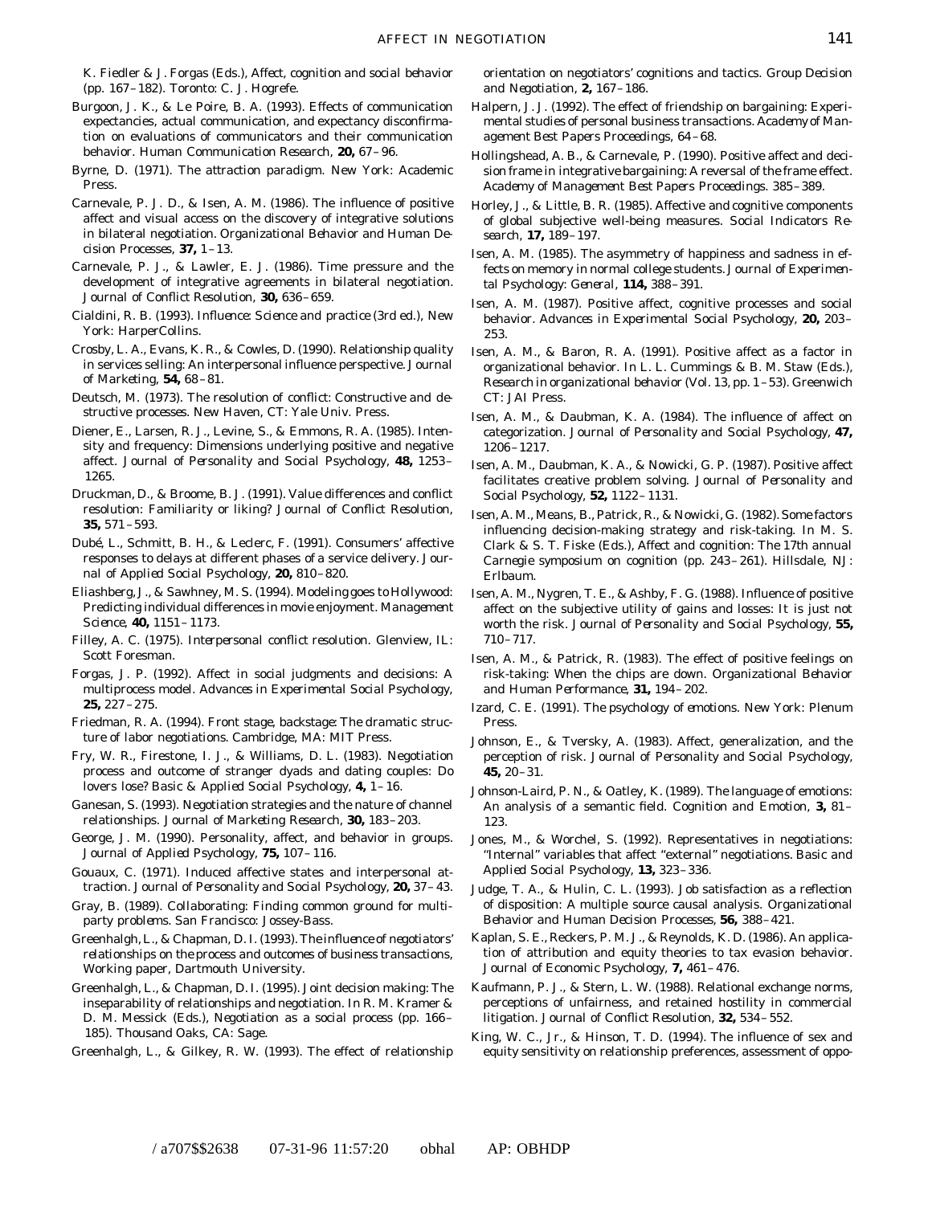K. Fiedler & J. Forgas (Eds.), *Affect, cognition and social behavior* (pp. 167–182). Toronto: C. J. Hogrefe.

Burgoon, J. K., & Le Poire, B. A. (1993). Effects of communication expectancies, actual communication, and expectancy disconfirmation on evaluations of communicators and their communication behavior. *Human Communication Research*, **20,** 67–96.

Byrne, D. (1971). *The attraction paradigm.* New York: Academic Press.

Carnevale, P. J. D., & Isen, A. M. (1986). The influence of positive affect and visual access on the discovery of integrative solutions in bilateral negotiation. *Organizational Behavior and Human Decision Processes*, **37,** 1–13.

Carnevale, P. J., & Lawler, E. J. (1986). Time pressure and the development of integrative agreements in bilateral negotiation. *Journal of Conflict Resolution*, **30,** 636–659.

Cialdini, R. B. (1993). *Influence: Science and practice* (3rd ed.), New York: HarperCollins.

Crosby, L. A., Evans, K. R., & Cowles, D. (1990). Relationship quality in services selling: An interpersonal influence perspective. *Journal of Marketing*, **54,** 68–81.

Deutsch, M. (1973). *The resolution of conflict: Constructive and destructive processes.* New Haven, CT: Yale Univ. Press.

Diener, E., Larsen, R. J., Levine, S., & Emmons, R. A. (1985). Intensity and frequency: Dimensions underlying positive and negative affect. *Journal of Personality and Social Psychology*, **48,** 1253–1265.

Druckman, D., & Broome, B. J. (1991). Value differences and conflict resolution: Familiarity or liking? *Journal of Conflict Resolution*, **35,** 571–593.

Dubé, L., Schmitt, B. H., & Leclerc, F. (1991). Consumers' affective responses to delays at different phases of a service delivery. *Journal of Applied Social Psychology*, **20,** 810–820.

Eliashberg, J., & Sawhney, M. S. (1994). Modeling goes to Hollywood: Predicting individual differences in movie enjoyment. *Management Science*, **40,** 1151–1173.

Filley, A. C. (1975). *Interpersonal conflict resolution.* Glenview, IL: Scott Foresman.

Forgas, J. P. (1992). Affect in social judgments and decisions: A multiprocess model. *Advances in Experimental Social Psychology*, **25,** 227–275.

Friedman, R. A. (1994). *Front stage, backstage: The dramatic structure of labor negotiations.* Cambridge, MA: MIT Press.

Fry, W. R., Firestone, I. J., & Williams, D. L. (1983). Negotiation process and outcome of stranger dyads and dating couples: Do lovers lose? *Basic & Applied Social Psychology*, **4,** 1–16.

Ganesan, S. (1993). Negotiation strategies and the nature of channel relationships. *Journal of Marketing Research*, **30,** 183–203.

George, J. M. (1990). Personality, affect, and behavior in groups. *Journal of Applied Psychology*, **75,** 107–116.

Gouaux, C. (1971). Induced affective states and interpersonal attraction. *Journal of Personality and Social Psychology*, **20,** 37–43.

Gray, B. (1989). *Collaborating: Finding common ground for multiparty problems.* San Francisco: Jossey-Bass.

Greenhalgh, L., & Chapman, D. I. (1993). *The influence of negotiators' relationships on the process and outcomes of business transactions*, Working paper, Dartmouth University.

Greenhalgh, L., & Chapman, D. I. (1995). Joint decision making: The inseparability of relationships and negotiation. In R. M. Kramer & D. M. Messick (Eds.), *Negotiation as a social process* (pp. 166–185). Thousand Oaks, CA: Sage.

Greenhalgh, L., & Gilkey, R. W. (1993). The effect of relationship orientation on negotiators' cognitions and tactics. *Group Decision and Negotiation*, **2,** 167–186.

Halpern, J. J. (1992). The effect of friendship on bargaining: Experimental studies of personal business transactions. *Academy of Management Best Papers Proceedings*, 64–68.

Hollingshead, A. B., & Carnevale, P. (1990). Positive affect and decision frame in integrative bargaining: A reversal of the frame effect. *Academy of Management Best Papers Proceedings*. 385–389.

Horley, J., & Little, B. R. (1985). Affective and cognitive components of global subjective well-being measures. *Social Indicators Research*, **17,** 189–197.

Isen, A. M. (1985). The asymmetry of happiness and sadness in effects on memory in normal college students. *Journal of Experimental Psychology: General*, **114,** 388–391.

Isen, A. M. (1987). Positive affect, cognitive processes and social behavior. *Advances in Experimental Social Psychology*, **20,** 203–253.

Isen, A. M., & Baron, R. A. (1991). Positive affect as a factor in organizational behavior. In L. L. Cummings & B. M. Staw (Eds.), *Research in organizational behavior* (Vol. 13, pp. 1–53). Greenwich CT: JAI Press.

Isen, A. M., & Daubman, K. A. (1984). The influence of affect on categorization. *Journal of Personality and Social Psychology*, **47,** 1206–1217.

Isen, A. M., Daubman, K. A., & Nowicki, G. P. (1987). Positive affect facilitates creative problem solving. *Journal of Personality and Social Psychology*, **52,** 1122–1131.

Isen, A. M., Means, B., Patrick, R., & Nowicki, G. (1982). Some factors influencing decision-making strategy and risk-taking. In M. S. Clark & S. T. Fiske (Eds.), *Affect and cognition: The 17th annual Carnegie symposium on cognition* (pp. 243–261). Hillsdale, NJ: Erlbaum.

Isen, A. M., Nygren, T. E., & Ashby, F. G. (1988). Influence of positive affect on the subjective utility of gains and losses: It is just not worth the risk. *Journal of Personality and Social Psychology*, **55,** 710–717.

Isen, A. M., & Patrick, R. (1983). The effect of positive feelings on risk-taking: When the chips are down. *Organizational Behavior and Human Performance*, **31,** 194–202.

Izard, C. E. (1991). *The psychology of emotions.* New York: Plenum Press.

Johnson, E., & Tversky, A. (1983). Affect, generalization, and the perception of risk. *Journal of Personality and Social Psychology*, **45,** 20–31.

Johnson-Laird, P. N., & Oatley, K. (1989). The language of emotions: An analysis of a semantic field. *Cognition and Emotion*, **3,** 81–123.

Jones, M., & Worchel, S. (1992). Representatives in negotiations: "Internal" variables that affect "external" negotiations. *Basic and Applied Social Psychology*, **13,** 323–336.

Judge, T. A., & Hulin, C. L. (1993). Job satisfaction as a reflection of disposition: A multiple source causal analysis. *Organizational Behavior and Human Decision Processes*, **56,** 388–421.

Kaplan, S. E., Reckers, P. M. J., & Reynolds, K. D. (1986). An application of attribution and equity theories to tax evasion behavior. *Journal of Economic Psychology*, **7,** 461–476.

Kaufmann, P. J., & Stern, L. W. (1988). Relational exchange norms, perceptions of unfairness, and retained hostility in commercial litigation. *Journal of Conflict Resolution*, **32,** 534–552.

King, W. C., Jr., & Hinson, T. D. (1994). The influence of sex and equity sensitivity on relationship preferences, assessment of oppo-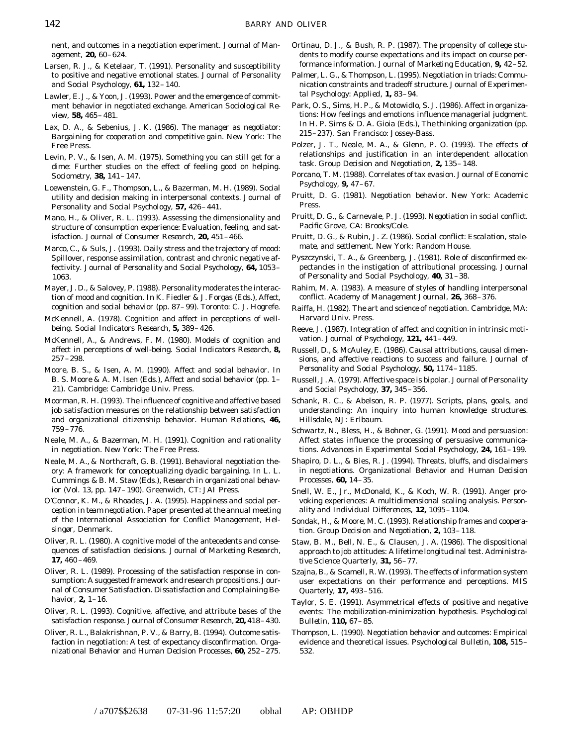nent, and outcomes in a negotiation experiment. *Journal of Management*, **20,** 60–624.

Larsen, R. J., & Ketelaar, T. (1991). Personality and susceptibility to positive and negative emotional states. *Journal of Personality and Social Psychology*, **61,** 132–140.

Lawler, E. J., & Yoon, J. (1993). Power and the emergence of commitment behavior in negotiated exchange. *American Sociological Review*, **58,** 465–481.

Lax, D. A., & Sebenius, J. K. (1986). *The manager as negotiator: Bargaining for cooperation and competitive gain*. New York: The Free Press.

Levin, P. V., & Isen, A. M. (1975). Something you can still get for a dime: Further studies on the effect of feeling good on helping. *Sociometry*, **38,** 141–147.

Loewenstein, G. F., Thompson, L., & Bazerman, M. H. (1989). Social utility and decision making in interpersonal contexts. *Journal of Personality and Social Psychology*, **57,** 426–441.

Mano, H., & Oliver, R. L. (1993). Assessing the dimensionality and structure of consumption experience: Evaluation, feeling, and satisfaction. *Journal of Consumer Research*, **20,** 451–466.

Marco, C., & Suls, J. (1993). Daily stress and the trajectory of mood: Spillover, response assimilation, contrast and chronic negative affectivity. *Journal of Personality and Social Psychology*, **64,** 1053–1063.

Mayer, J. D., & Salovey, P. (1988). Personality moderates the interaction of mood and cognition. In K. Fiedler & J. Forgas (Eds.), *Affect, cognition and social behavior* (pp. 87–99). Toronto: C. J. Hogrefe.

McKennell, A. (1978). Cognition and affect in perceptions of well-being. *Social Indicators Research*, **5,** 389–426.

McKennell, A., & Andrews, F. M. (1980). Models of cognition and affect in perceptions of well-being. *Social Indicators Research*, **8,** 257–298.

Moore, B. S., & Isen, A. M. (1990). Affect and social behavior. In B. S. Moore & A. M. Isen (Eds.), *Affect and social behavior* (pp. 1–21). Cambridge: Cambridge Univ. Press.

Moorman, R. H. (1993). The influence of cognitive and affective based job satisfaction measures on the relationship between satisfaction and organizational citizenship behavior. *Human Relations*, **46,** 759–776.

Neale, M. A., & Bazerman, M. H. (1991). *Cognition and rationality in negotiation*. New York: The Free Press.

Neale, M. A., & Northcraft, G. B. (1991). Behavioral negotiation theory: A framework for conceptualizing dyadic bargaining. In L. L. Cummings & B. M. Staw (Eds.), *Research in organizational behavior* (Vol. 13, pp. 147–190). Greenwich, CT: JAI Press.

O'Connor, K. M., & Rhoades, J. A. (1995). *Happiness and social perception in team negotiation*. Paper presented at the annual meeting of the International Association for Conflict Management, Helsingør, Denmark.

Oliver, R. L. (1980). A cognitive model of the antecedents and consequences of satisfaction decisions. *Journal of Marketing Research*, **17,** 460–469.

Oliver, R. L. (1989). Processing of the satisfaction response in consumption: A suggested framework and research propositions. *Journal of Consumer Satisfaction. Dissatisfaction and Complaining Behavior*, **2,** 1–16.

Oliver, R. L. (1993). Cognitive, affective, and attribute bases of the satisfaction response. *Journal of Consumer Research*, **20,** 418–430.

Oliver, R. L., Balakrishnan, P. V., & Barry, B. (1994). Outcome satisfaction in negotiation: A test of expectancy disconfirmation. *Organizational Behavior and Human Decision Processes*, **60,** 252–275.

Ortinau, D. J., & Bush, R. P. (1987). The propensity of college students to modify course expectations and its impact on course performance information. *Journal of Marketing Education*, **9,** 42–52.

Palmer, L. G., & Thompson, L. (1995). Negotiation in triads: Communication constraints and tradeoff structure. *Journal of Experimental Psychology: Applied*, **1,** 83–94.

Park, O. S., Sims, H. P., & Motowidlo, S. J. (1986). Affect in organizations: How feelings and emotions influence managerial judgment. In H. P. Sims & D. A. Gioia (Eds.), *The thinking organization* (pp. 215–237). San Francisco: Jossey-Bass.

Polzer, J. T., Neale, M. A., & Glenn, P. O. (1993). The effects of relationships and justification in an interdependent allocation task. *Group Decision and Negotiation*, **2,** 135–148.

Porcano, T. M. (1988). Correlates of tax evasion. *Journal of Economic Psychology*, **9,** 47–67.

Pruitt, D. G. (1981). *Negotiation behavior*. New York: Academic Press.

Pruitt, D. G., & Carnevale, P. J. (1993). *Negotiation in social conflict*. Pacific Grove, CA: Brooks/Cole.

Pruitt, D. G., & Rubin, J. Z. (1986). *Social conflict: Escalation, stalemate, and settlement*. New York: Random House.

Pyszczynski, T. A., & Greenberg, J. (1981). Role of disconfirmed expectancies in the instigation of attributional processing. *Journal of Personality and Social Psychology*, **40,** 31–38.

Rahim, M. A. (1983). A measure of styles of handling interpersonal conflict. *Academy of Management Journal*, **26,** 368–376.

Raiffa, H. (1982). *The art and science of negotiation*. Cambridge, MA: Harvard Univ. Press.

Reeve, J. (1987). Integration of affect and cognition in intrinsic motivation. *Journal of Psychology*, **121,** 441–449.

Russell, D., & McAuley, E. (1986). Causal attributions, causal dimensions, and affective reactions to success and failure. *Journal of Personality and Social Psychology*, **50,** 1174–1185.

Russell, J. A. (1979). Affective space is bipolar. *Journal of Personality and Social Psychology*, **37,** 345–356.

Schank, R. C., & Abelson, R. P. (1977). *Scripts, plans, goals, and understanding: An inquiry into human knowledge structures*. Hillsdale, NJ: Erlbaum.

Schwartz, N., Bless, H., & Bohner, G. (1991). Mood and persuasion: Affect states influence the processing of persuasive communications. *Advances in Experimental Social Psychology*, **24,** 161–199.

Shapiro, D. L., & Bies, R. J. (1994). Threats, bluffs, and disclaimers in negotiations. *Organizational Behavior and Human Decision Processes*, **60,** 14–35.

Snell, W. E., Jr., McDonald, K., & Koch, W. R. (1991). Anger provoking experiences: A multidimensional scaling analysis. *Personality and Individual Differences*, **12,** 1095–1104.

Sondak, H., & Moore, M. C. (1993). Relationship frames and cooperation. *Group Decision and Negotiation*, **2,** 103–118.

Staw, B. M., Bell, N. E., & Clausen, J. A. (1986). The dispositional approach to job attitudes: A lifetime longitudinal test. *Administrative Science Quarterly*, **31,** 56–77.

Szajna, B., & Scamell, R. W. (1993). The effects of information system user expectations on their performance and perceptions. *MIS Quarterly*, **17,** 493–516.

Taylor, S. E. (1991). Asymmetrical effects of positive and negative events: The mobilization-minimization hypothesis. *Psychological Bulletin*, **110,** 67–85.

Thompson, L. (1990). Negotiation behavior and outcomes: Empirical evidence and theoretical issues. *Psychological Bulletin*, **108,** 515–532.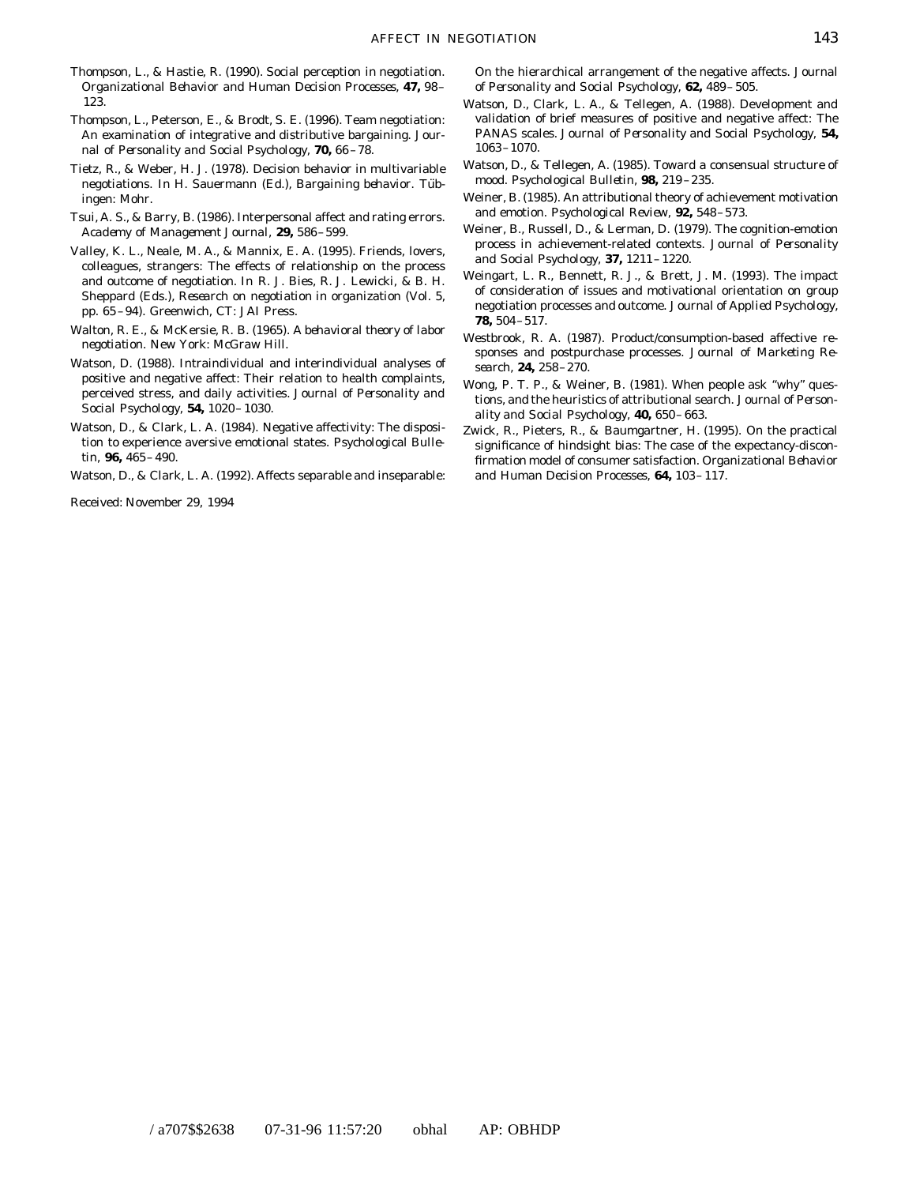Thompson, L., & Hastie, R. (1990). Social perception in negotiation. *Organizational Behavior and Human Decision Processes*, **47,** 98–123.

Thompson, L., Peterson, E., & Brodt, S. E. (1996). Team negotiation: An examination of integrative and distributive bargaining. *Journal of Personality and Social Psychology*, **70,** 66–78.

Tietz, R., & Weber, H. J. (1978). Decision behavior in multivariable negotiations. In H. Sauermann (Ed.), Bargaining behavior. Tübingen: Mohr.

Tsui, A. S., & Barry, B. (1986). Interpersonal affect and rating errors. *Academy of Management Journal*, **29,** 586–599.

Valley, K. L., Neale, M. A., & Mannix, E. A. (1995). Friends, lovers, colleagues, strangers: The effects of relationship on the process and outcome of negotiation. In R. J. Bies, R. J. Lewicki, & B. H. Sheppard (Eds.), *Research on negotiation in organization* (Vol. 5, pp. 65–94). Greenwich, CT: JAI Press.

Walton, R. E., & McKersie, R. B. (1965). *A behavioral theory of labor negotiation*. New York: McGraw Hill.

Watson, D. (1988). Intraindividual and interindividual analyses of positive and negative affect: Their relation to health complaints, perceived stress, and daily activities. *Journal of Personality and Social Psychology*, **54,** 1020–1030.

Watson, D., & Clark, L. A. (1984). Negative affectivity: The disposition to experience aversive emotional states. *Psychological Bulletin*, **96,** 465–490.

Watson, D., & Clark, L. A. (1992). Affects separable and inseparable: On the hierarchical arrangement of the negative affects. *Journal of Personality and Social Psychology*, **62,** 489–505.

Watson, D., Clark, L. A., & Tellegen, A. (1988). Development and validation of brief measures of positive and negative affect: The PANAS scales. *Journal of Personality and Social Psychology*, **54,** 1063–1070.

Watson, D., & Tellegen, A. (1985). Toward a consensual structure of mood. *Psychological Bulletin*, **98,** 219–235.

Weiner, B. (1985). An attributional theory of achievement motivation and emotion. *Psychological Review*, **92,** 548–573.

Weiner, B., Russell, D., & Lerman, D. (1979). The cognition-emotion process in achievement-related contexts. *Journal of Personality and Social Psychology*, **37,** 1211–1220.

Weingart, L. R., Bennett, R. J., & Brett, J. M. (1993). The impact of consideration of issues and motivational orientation on group negotiation processes and outcome. *Journal of Applied Psychology*, **78,** 504–517.

Westbrook, R. A. (1987). Product/consumption-based affective responses and postpurchase processes. *Journal of Marketing Research*, **24,** 258–270.

Wong, P. T. P., & Weiner, B. (1981). When people ask "why" questions, and the heuristics of attributional search. *Journal of Personality and Social Psychology*, **40,** 650–663.

Zwick, R., Pieters, R., & Baumgartner, H. (1995). On the practical significance of hindsight bias: The case of the expectancy-disconfirmation model of consumer satisfaction. *Organizational Behavior and Human Decision Processes*, **64,** 103–117.

Received: November 29, 1994